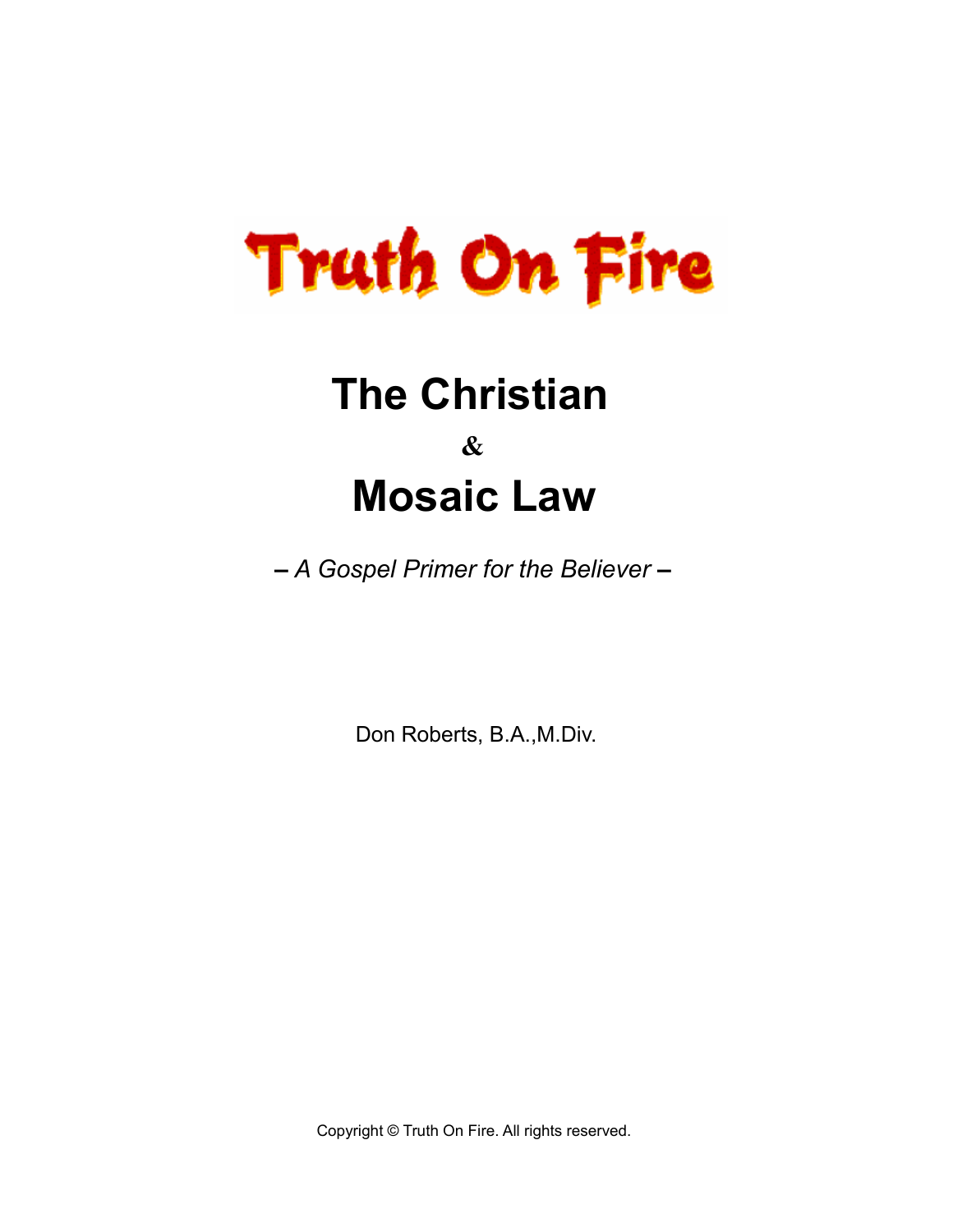Truth On Fire

# The Christian

&

# Mosaic Law

*– A Gospel Primer for the Believer –*

Don Roberts, B.A.,M.Div.

Copyright © Truth On Fire. All rights reserved.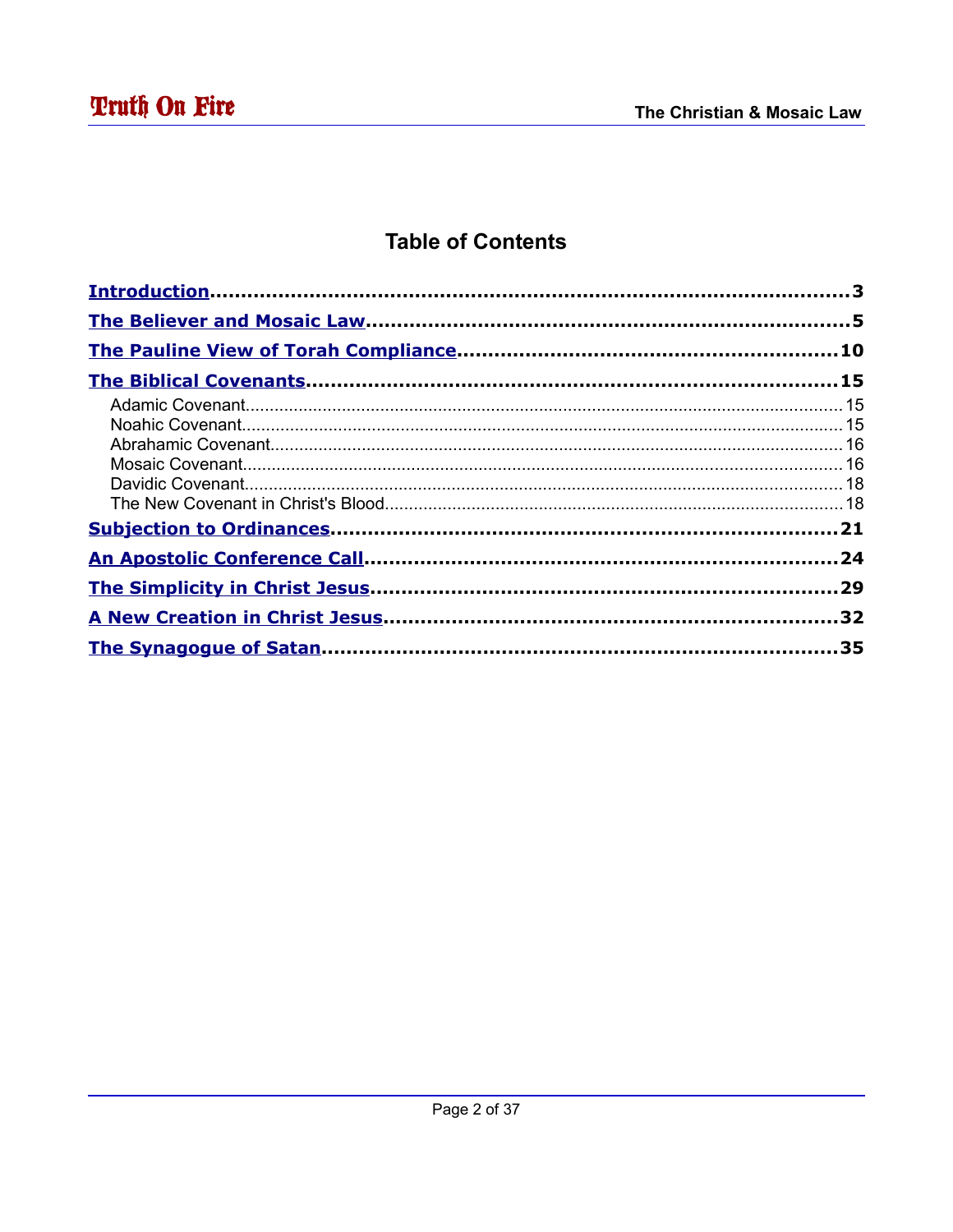# Table of Contents

**Introduction** ........ 3

**The Believer and Mosaic Law** ........ 5

**The Pauline View of Torah Compliance** ........ 10

**The Biblical Covenants** ........ 15

- Adamic Covenant ........ 15
- Noahic Covenant ........ 15
- Abrahamic Covenant ........ 16
- Mosaic Covenant ........ 16
- Davidic Covenant ........ 18
- The New Covenant in Christ's Blood ........ 18

**Subjection to Ordinances** ........ 21

**An Apostolic Conference Call** ........ 24

**The Simplicity in Christ Jesus** ........ 29

**A New Creation in Christ Jesus** ........ 32

**The Synagogue of Satan** ........ 35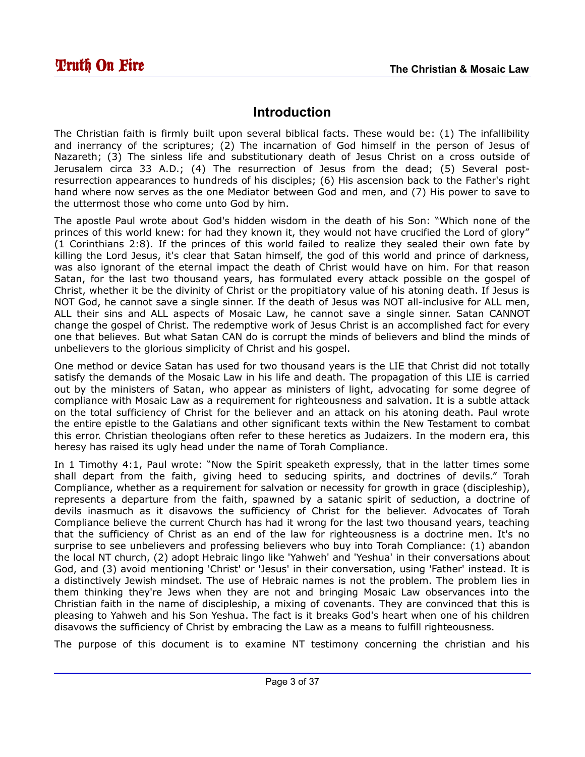## Introduction

The Christian faith is firmly built upon several biblical facts. These would be: (1) The infallibility and inerrancy of the scriptures; (2) The incarnation of God himself in the person of Jesus of Nazareth; (3) The sinless life and substitutionary death of Jesus Christ on a cross outside of Jerusalem circa 33 A.D.; (4) The resurrection of Jesus from the dead; (5) Several post-resurrection appearances to hundreds of his disciples; (6) His ascension back to the Father's right hand where now serves as the one Mediator between God and men, and (7) His power to save to the uttermost those who come unto God by him.

The apostle Paul wrote about God's hidden wisdom in the death of his Son: "Which none of the princes of this world knew: for had they known it, they would not have crucified the Lord of glory" (1 Corinthians 2:8). If the princes of this world failed to realize they sealed their own fate by killing the Lord Jesus, it's clear that Satan himself, the god of this world and prince of darkness, was also ignorant of the eternal impact the death of Christ would have on him. For that reason Satan, for the last two thousand years, has formulated every attack possible on the gospel of Christ, whether it be the divinity of Christ or the propitiatory value of his atoning death. If Jesus is NOT God, he cannot save a single sinner. If the death of Jesus was NOT all-inclusive for ALL men, ALL their sins and ALL aspects of Mosaic Law, he cannot save a single sinner. Satan CANNOT change the gospel of Christ. The redemptive work of Jesus Christ is an accomplished fact for every one that believes. But what Satan CAN do is corrupt the minds of believers and blind the minds of unbelievers to the glorious simplicity of Christ and his gospel.

One method or device Satan has used for two thousand years is the LIE that Christ did not totally satisfy the demands of the Mosaic Law in his life and death. The propagation of this LIE is carried out by the ministers of Satan, who appear as ministers of light, advocating for some degree of compliance with Mosaic Law as a requirement for righteousness and salvation. It is a subtle attack on the total sufficiency of Christ for the believer and an attack on his atoning death. Paul wrote the entire epistle to the Galatians and other significant texts within the New Testament to combat this error. Christian theologians often refer to these heretics as Judaizers. In the modern era, this heresy has raised its ugly head under the name of Torah Compliance.

In 1 Timothy 4:1, Paul wrote: "Now the Spirit speaketh expressly, that in the latter times some shall depart from the faith, giving heed to seducing spirits, and doctrines of devils." Torah Compliance, whether as a requirement for salvation or necessity for growth in grace (discipleship), represents a departure from the faith, spawned by a satanic spirit of seduction, a doctrine of devils inasmuch as it disavows the sufficiency of Christ for the believer. Advocates of Torah Compliance believe the current Church has had it wrong for the last two thousand years, teaching that the sufficiency of Christ as an end of the law for righteousness is a doctrine men. It's no surprise to see unbelievers and professing believers who buy into Torah Compliance: (1) abandon the local NT church, (2) adopt Hebraic lingo like 'Yahweh' and 'Yeshua' in their conversations about God, and (3) avoid mentioning 'Christ' or 'Jesus' in their conversation, using 'Father' instead. It is a distinctively Jewish mindset. The use of Hebraic names is not the problem. The problem lies in them thinking they're Jews when they are not and bringing Mosaic Law observances into the Christian faith in the name of discipleship, a mixing of covenants. They are convinced that this is pleasing to Yahweh and his Son Yeshua. The fact is it breaks God's heart when one of his children disavows the sufficiency of Christ by embracing the Law as a means to fulfill righteousness.

The purpose of this document is to examine NT testimony concerning the christian and his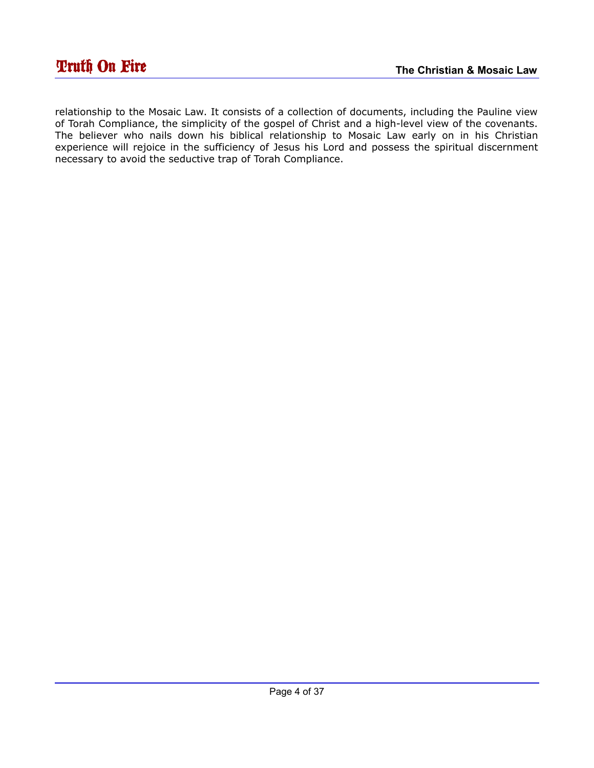relationship to the Mosaic Law. It consists of a collection of documents, including the Pauline view of Torah Compliance, the simplicity of the gospel of Christ and a high-level view of the covenants. The believer who nails down his biblical relationship to Mosaic Law early on in his Christian experience will rejoice in the sufficiency of Jesus his Lord and possess the spiritual discernment necessary to avoid the seductive trap of Torah Compliance.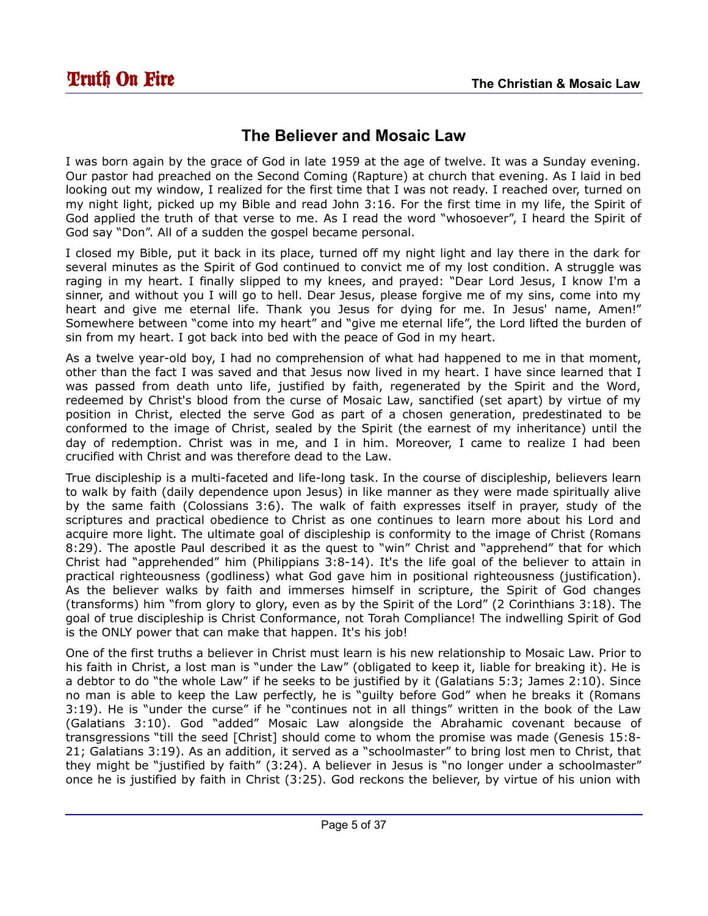## The Believer and Mosaic Law

I was born again by the grace of God in late 1959 at the age of twelve. It was a Sunday evening. Our pastor had preached on the Second Coming (Rapture) at church that evening. As I laid in bed looking out my window, I realized for the first time that I was not ready. I reached over, turned on my night light, picked up my Bible and read John 3:16. For the first time in my life, the Spirit of God applied the truth of that verse to me. As I read the word "whosoever", I heard the Spirit of God say "Don". All of a sudden the gospel became personal.

I closed my Bible, put it back in its place, turned off my night light and lay there in the dark for several minutes as the Spirit of God continued to convict me of my lost condition. A struggle was raging in my heart. I finally slipped to my knees, and prayed: "Dear Lord Jesus, I know I'm a sinner, and without you I will go to hell. Dear Jesus, please forgive me of my sins, come into my heart and give me eternal life. Thank you Jesus for dying for me. In Jesus' name, Amen!" Somewhere between "come into my heart" and "give me eternal life", the Lord lifted the burden of sin from my heart. I got back into bed with the peace of God in my heart.

As a twelve year-old boy, I had no comprehension of what had happened to me in that moment, other than the fact I was saved and that Jesus now lived in my heart. I have since learned that I was passed from death unto life, justified by faith, regenerated by the Spirit and the Word, redeemed by Christ's blood from the curse of Mosaic Law, sanctified (set apart) by virtue of my position in Christ, elected the serve God as part of a chosen generation, predestinated to be conformed to the image of Christ, sealed by the Spirit (the earnest of my inheritance) until the day of redemption. Christ was in me, and I in him. Moreover, I came to realize I had been crucified with Christ and was therefore dead to the Law.

True discipleship is a multi-faceted and life-long task. In the course of discipleship, believers learn to walk by faith (daily dependence upon Jesus) in like manner as they were made spiritually alive by the same faith (Colossians 3:6). The walk of faith expresses itself in prayer, study of the scriptures and practical obedience to Christ as one continues to learn more about his Lord and acquire more light. The ultimate goal of discipleship is conformity to the image of Christ (Romans 8:29). The apostle Paul described it as the quest to "win" Christ and "apprehend" that for which Christ had "apprehended" him (Philippians 3:8-14). It's the life goal of the believer to attain in practical righteousness (godliness) what God gave him in positional righteousness (justification). As the believer walks by faith and immerses himself in scripture, the Spirit of God changes (transforms) him "from glory to glory, even as by the Spirit of the Lord" (2 Corinthians 3:18). The goal of true discipleship is Christ Conformance, not Torah Compliance! The indwelling Spirit of God is the ONLY power that can make that happen. It's his job!

One of the first truths a believer in Christ must learn is his new relationship to Mosaic Law. Prior to his faith in Christ, a lost man is "under the Law" (obligated to keep it, liable for breaking it). He is a debtor to do "the whole Law" if he seeks to be justified by it (Galatians 5:3; James 2:10). Since no man is able to keep the Law perfectly, he is "guilty before God" when he breaks it (Romans 3:19). He is "under the curse" if he "continues not in all things" written in the book of the Law (Galatians 3:10). God "added" Mosaic Law alongside the Abrahamic covenant because of transgressions "till the seed [Christ] should come to whom the promise was made (Genesis 15:8-21; Galatians 3:19). As an addition, it served as a "schoolmaster" to bring lost men to Christ, that they might be "justified by faith" (3:24). A believer in Jesus is "no longer under a schoolmaster" once he is justified by faith in Christ (3:25). God reckons the believer, by virtue of his union with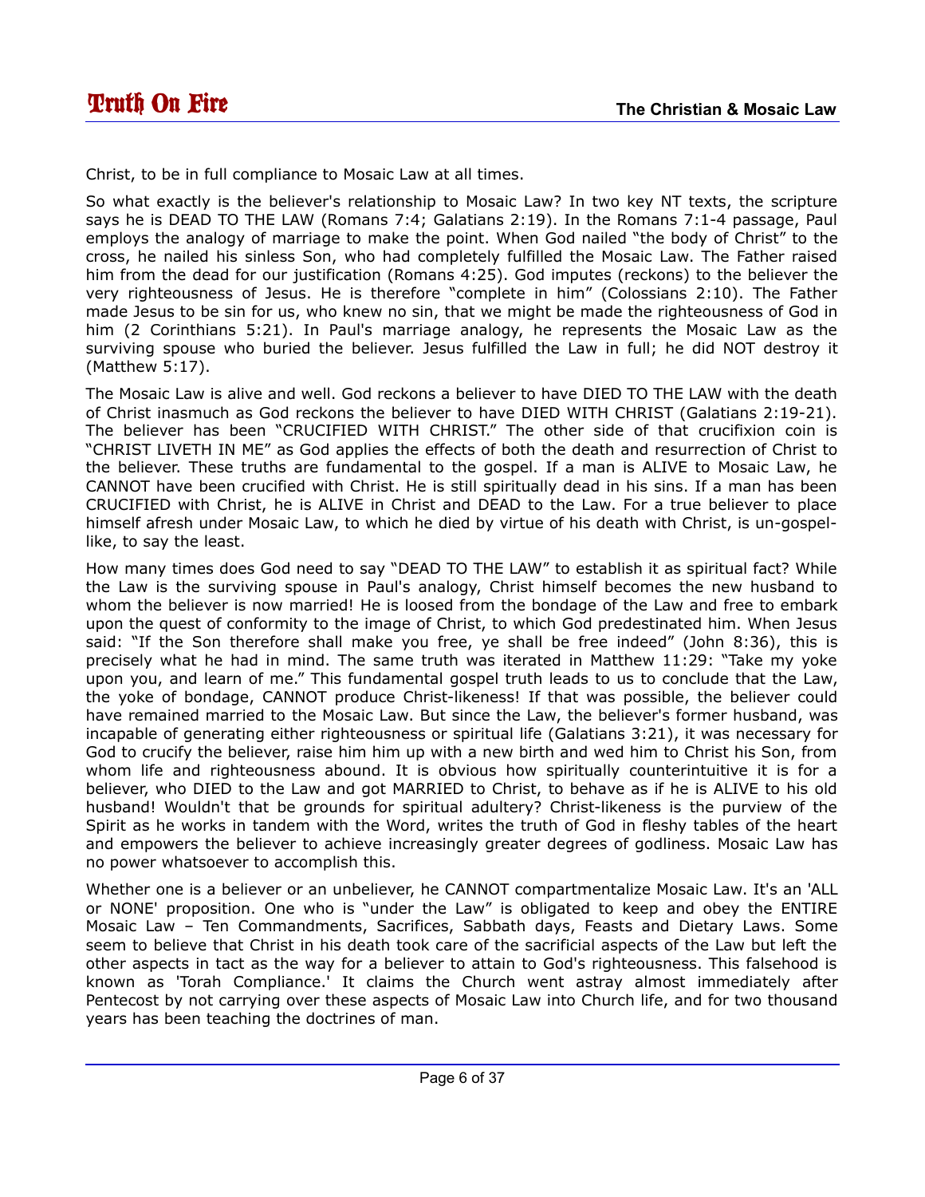Christ, to be in full compliance to Mosaic Law at all times.

So what exactly is the believer's relationship to Mosaic Law? In two key NT texts, the scripture says he is DEAD TO THE LAW (Romans 7:4; Galatians 2:19). In the Romans 7:1-4 passage, Paul employs the analogy of marriage to make the point. When God nailed "the body of Christ" to the cross, he nailed his sinless Son, who had completely fulfilled the Mosaic Law. The Father raised him from the dead for our justification (Romans 4:25). God imputes (reckons) to the believer the very righteousness of Jesus. He is therefore "complete in him" (Colossians 2:10). The Father made Jesus to be sin for us, who knew no sin, that we might be made the righteousness of God in him (2 Corinthians 5:21). In Paul's marriage analogy, he represents the Mosaic Law as the surviving spouse who buried the believer. Jesus fulfilled the Law in full; he did NOT destroy it (Matthew 5:17).

The Mosaic Law is alive and well. God reckons a believer to have DIED TO THE LAW with the death of Christ inasmuch as God reckons the believer to have DIED WITH CHRIST (Galatians 2:19-21). The believer has been "CRUCIFIED WITH CHRIST." The other side of that crucifixion coin is "CHRIST LIVETH IN ME" as God applies the effects of both the death and resurrection of Christ to the believer. These truths are fundamental to the gospel. If a man is ALIVE to Mosaic Law, he CANNOT have been crucified with Christ. He is still spiritually dead in his sins. If a man has been CRUCIFIED with Christ, he is ALIVE in Christ and DEAD to the Law. For a true believer to place himself afresh under Mosaic Law, to which he died by virtue of his death with Christ, is un-gospel-like, to say the least.

How many times does God need to say "DEAD TO THE LAW" to establish it as spiritual fact? While the Law is the surviving spouse in Paul's analogy, Christ himself becomes the new husband to whom the believer is now married! He is loosed from the bondage of the Law and free to embark upon the quest of conformity to the image of Christ, to which God predestinated him. When Jesus said: "If the Son therefore shall make you free, ye shall be free indeed" (John 8:36), this is precisely what he had in mind. The same truth was iterated in Matthew 11:29: "Take my yoke upon you, and learn of me." This fundamental gospel truth leads to us to conclude that the Law, the yoke of bondage, CANNOT produce Christ-likeness! If that was possible, the believer could have remained married to the Mosaic Law. But since the Law, the believer's former husband, was incapable of generating either righteousness or spiritual life (Galatians 3:21), it was necessary for God to crucify the believer, raise him him up with a new birth and wed him to Christ his Son, from whom life and righteousness abound. It is obvious how spiritually counterintuitive it is for a believer, who DIED to the Law and got MARRIED to Christ, to behave as if he is ALIVE to his old husband! Wouldn't that be grounds for spiritual adultery? Christ-likeness is the purview of the Spirit as he works in tandem with the Word, writes the truth of God in fleshy tables of the heart and empowers the believer to achieve increasingly greater degrees of godliness. Mosaic Law has no power whatsoever to accomplish this.

Whether one is a believer or an unbeliever, he CANNOT compartmentalize Mosaic Law. It's an 'ALL or NONE' proposition. One who is "under the Law" is obligated to keep and obey the ENTIRE Mosaic Law – Ten Commandments, Sacrifices, Sabbath days, Feasts and Dietary Laws. Some seem to believe that Christ in his death took care of the sacrificial aspects of the Law but left the other aspects in tact as the way for a believer to attain to God's righteousness. This falsehood is known as 'Torah Compliance.' It claims the Church went astray almost immediately after Pentecost by not carrying over these aspects of Mosaic Law into Church life, and for two thousand years has been teaching the doctrines of man.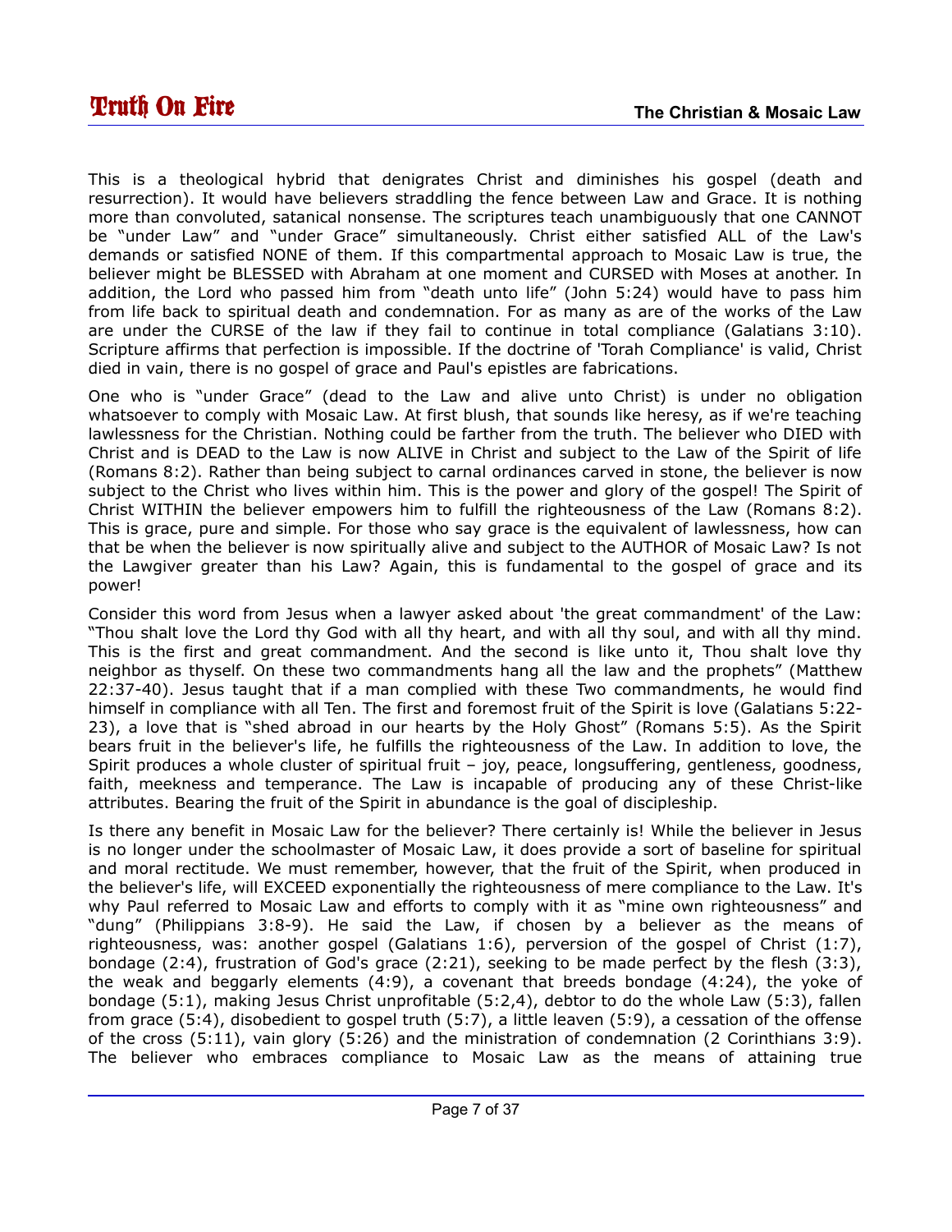This is a theological hybrid that denigrates Christ and diminishes his gospel (death and resurrection). It would have believers straddling the fence between Law and Grace. It is nothing more than convoluted, satanical nonsense. The scriptures teach unambiguously that one CANNOT be "under Law" and "under Grace" simultaneously. Christ either satisfied ALL of the Law's demands or satisfied NONE of them. If this compartmental approach to Mosaic Law is true, the believer might be BLESSED with Abraham at one moment and CURSED with Moses at another. In addition, the Lord who passed him from "death unto life" (John 5:24) would have to pass him from life back to spiritual death and condemnation. For as many as are of the works of the Law are under the CURSE of the law if they fail to continue in total compliance (Galatians 3:10). Scripture affirms that perfection is impossible. If the doctrine of 'Torah Compliance' is valid, Christ died in vain, there is no gospel of grace and Paul's epistles are fabrications.

One who is "under Grace" (dead to the Law and alive unto Christ) is under no obligation whatsoever to comply with Mosaic Law. At first blush, that sounds like heresy, as if we're teaching lawlessness for the Christian. Nothing could be farther from the truth. The believer who DIED with Christ and is DEAD to the Law is now ALIVE in Christ and subject to the Law of the Spirit of life (Romans 8:2). Rather than being subject to carnal ordinances carved in stone, the believer is now subject to the Christ who lives within him. This is the power and glory of the gospel! The Spirit of Christ WITHIN the believer empowers him to fulfill the righteousness of the Law (Romans 8:2). This is grace, pure and simple. For those who say grace is the equivalent of lawlessness, how can that be when the believer is now spiritually alive and subject to the AUTHOR of Mosaic Law? Is not the Lawgiver greater than his Law? Again, this is fundamental to the gospel of grace and its power!

Consider this word from Jesus when a lawyer asked about 'the great commandment' of the Law: "Thou shalt love the Lord thy God with all thy heart, and with all thy soul, and with all thy mind. This is the first and great commandment. And the second is like unto it, Thou shalt love thy neighbor as thyself. On these two commandments hang all the law and the prophets" (Matthew 22:37-40). Jesus taught that if a man complied with these Two commandments, he would find himself in compliance with all Ten. The first and foremost fruit of the Spirit is love (Galatians 5:22-23), a love that is "shed abroad in our hearts by the Holy Ghost" (Romans 5:5). As the Spirit bears fruit in the believer's life, he fulfills the righteousness of the Law. In addition to love, the Spirit produces a whole cluster of spiritual fruit – joy, peace, longsuffering, gentleness, goodness, faith, meekness and temperance. The Law is incapable of producing any of these Christ-like attributes. Bearing the fruit of the Spirit in abundance is the goal of discipleship.

Is there any benefit in Mosaic Law for the believer? There certainly is! While the believer in Jesus is no longer under the schoolmaster of Mosaic Law, it does provide a sort of baseline for spiritual and moral rectitude. We must remember, however, that the fruit of the Spirit, when produced in the believer's life, will EXCEED exponentially the righteousness of mere compliance to the Law. It's why Paul referred to Mosaic Law and efforts to comply with it as "mine own righteousness" and "dung" (Philippians 3:8-9). He said the Law, if chosen by a believer as the means of righteousness, was: another gospel (Galatians 1:6), perversion of the gospel of Christ (1:7), bondage (2:4), frustration of God's grace (2:21), seeking to be made perfect by the flesh (3:3), the weak and beggarly elements (4:9), a covenant that breeds bondage (4:24), the yoke of bondage (5:1), making Jesus Christ unprofitable (5:2,4), debtor to do the whole Law (5:3), fallen from grace (5:4), disobedient to gospel truth (5:7), a little leaven (5:9), a cessation of the offense of the cross (5:11), vain glory (5:26) and the ministration of condemnation (2 Corinthians 3:9). The believer who embraces compliance to Mosaic Law as the means of attaining true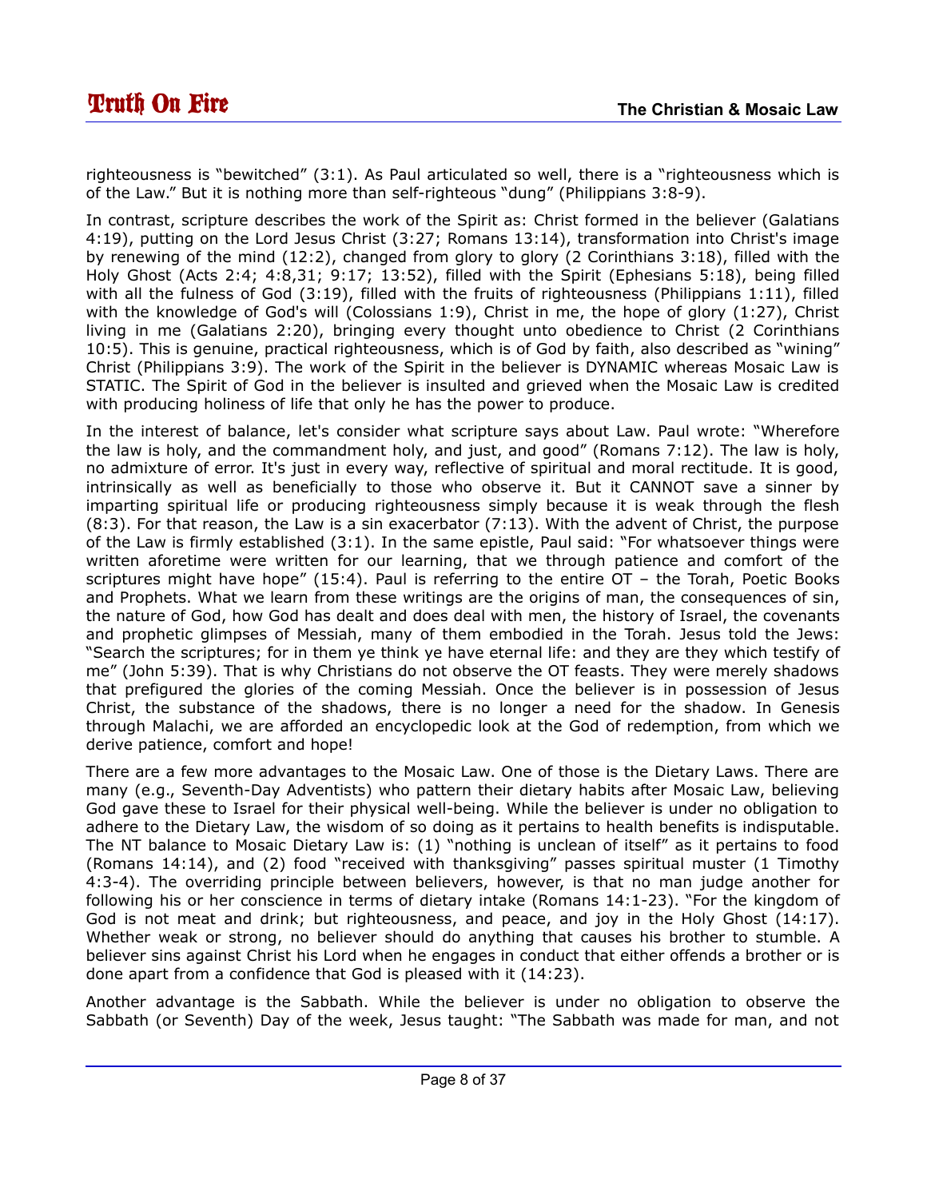righteousness is "bewitched" (3:1). As Paul articulated so well, there is a "righteousness which is of the Law." But it is nothing more than self-righteous "dung" (Philippians 3:8-9).

In contrast, scripture describes the work of the Spirit as: Christ formed in the believer (Galatians 4:19), putting on the Lord Jesus Christ (3:27; Romans 13:14), transformation into Christ's image by renewing of the mind (12:2), changed from glory to glory (2 Corinthians 3:18), filled with the Holy Ghost (Acts 2:4; 4:8,31; 9:17; 13:52), filled with the Spirit (Ephesians 5:18), being filled with all the fulness of God (3:19), filled with the fruits of righteousness (Philippians 1:11), filled with the knowledge of God's will (Colossians 1:9), Christ in me, the hope of glory (1:27), Christ living in me (Galatians 2:20), bringing every thought unto obedience to Christ (2 Corinthians 10:5). This is genuine, practical righteousness, which is of God by faith, also described as "wining" Christ (Philippians 3:9). The work of the Spirit in the believer is DYNAMIC whereas Mosaic Law is STATIC. The Spirit of God in the believer is insulted and grieved when the Mosaic Law is credited with producing holiness of life that only he has the power to produce.

In the interest of balance, let's consider what scripture says about Law. Paul wrote: "Wherefore the law is holy, and the commandment holy, and just, and good" (Romans 7:12). The law is holy, no admixture of error. It's just in every way, reflective of spiritual and moral rectitude. It is good, intrinsically as well as beneficially to those who observe it. But it CANNOT save a sinner by imparting spiritual life or producing righteousness simply because it is weak through the flesh (8:3). For that reason, the Law is a sin exacerbator (7:13). With the advent of Christ, the purpose of the Law is firmly established (3:1). In the same epistle, Paul said: "For whatsoever things were written aforetime were written for our learning, that we through patience and comfort of the scriptures might have hope" (15:4). Paul is referring to the entire OT – the Torah, Poetic Books and Prophets. What we learn from these writings are the origins of man, the consequences of sin, the nature of God, how God has dealt and does deal with men, the history of Israel, the covenants and prophetic glimpses of Messiah, many of them embodied in the Torah. Jesus told the Jews: "Search the scriptures; for in them ye think ye have eternal life: and they are they which testify of me" (John 5:39). That is why Christians do not observe the OT feasts. They were merely shadows that prefigured the glories of the coming Messiah. Once the believer is in possession of Jesus Christ, the substance of the shadows, there is no longer a need for the shadow. In Genesis through Malachi, we are afforded an encyclopedic look at the God of redemption, from which we derive patience, comfort and hope!

There are a few more advantages to the Mosaic Law. One of those is the Dietary Laws. There are many (e.g., Seventh-Day Adventists) who pattern their dietary habits after Mosaic Law, believing God gave these to Israel for their physical well-being. While the believer is under no obligation to adhere to the Dietary Law, the wisdom of so doing as it pertains to health benefits is indisputable. The NT balance to Mosaic Dietary Law is: (1) "nothing is unclean of itself" as it pertains to food (Romans 14:14), and (2) food "received with thanksgiving" passes spiritual muster (1 Timothy 4:3-4). The overriding principle between believers, however, is that no man judge another for following his or her conscience in terms of dietary intake (Romans 14:1-23). "For the kingdom of God is not meat and drink; but righteousness, and peace, and joy in the Holy Ghost (14:17). Whether weak or strong, no believer should do anything that causes his brother to stumble. A believer sins against Christ his Lord when he engages in conduct that either offends a brother or is done apart from a confidence that God is pleased with it (14:23).

Another advantage is the Sabbath. While the believer is under no obligation to observe the Sabbath (or Seventh) Day of the week, Jesus taught: "The Sabbath was made for man, and not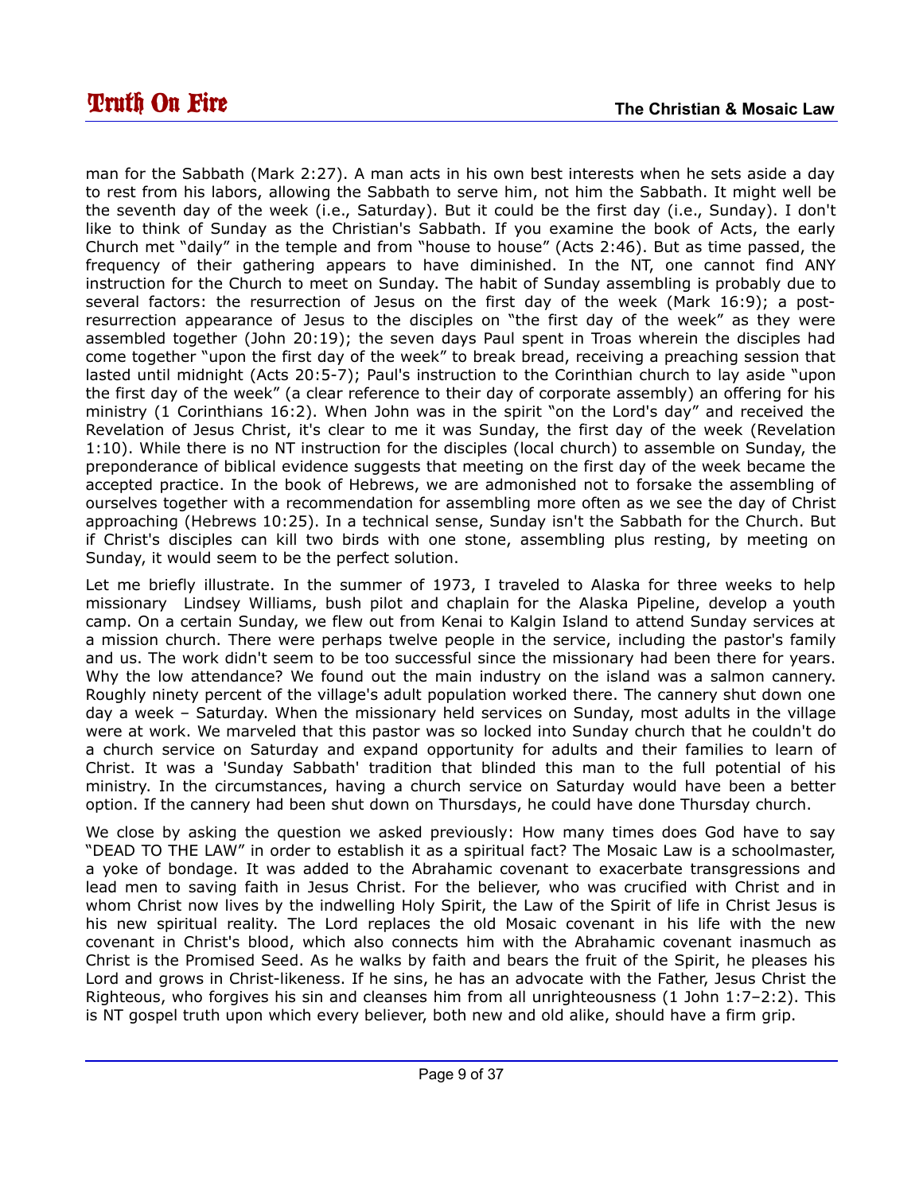man for the Sabbath (Mark 2:27). A man acts in his own best interests when he sets aside a day to rest from his labors, allowing the Sabbath to serve him, not him the Sabbath. It might well be the seventh day of the week (i.e., Saturday). But it could be the first day (i.e., Sunday). I don't like to think of Sunday as the Christian's Sabbath. If you examine the book of Acts, the early Church met "daily" in the temple and from "house to house" (Acts 2:46). But as time passed, the frequency of their gathering appears to have diminished. In the NT, one cannot find ANY instruction for the Church to meet on Sunday. The habit of Sunday assembling is probably due to several factors: the resurrection of Jesus on the first day of the week (Mark 16:9); a post-resurrection appearance of Jesus to the disciples on "the first day of the week" as they were assembled together (John 20:19); the seven days Paul spent in Troas wherein the disciples had come together "upon the first day of the week" to break bread, receiving a preaching session that lasted until midnight (Acts 20:5-7); Paul's instruction to the Corinthian church to lay aside "upon the first day of the week" (a clear reference to their day of corporate assembly) an offering for his ministry (1 Corinthians 16:2). When John was in the spirit "on the Lord's day" and received the Revelation of Jesus Christ, it's clear to me it was Sunday, the first day of the week (Revelation 1:10). While there is no NT instruction for the disciples (local church) to assemble on Sunday, the preponderance of biblical evidence suggests that meeting on the first day of the week became the accepted practice. In the book of Hebrews, we are admonished not to forsake the assembling of ourselves together with a recommendation for assembling more often as we see the day of Christ approaching (Hebrews 10:25). In a technical sense, Sunday isn't the Sabbath for the Church. But if Christ's disciples can kill two birds with one stone, assembling plus resting, by meeting on Sunday, it would seem to be the perfect solution.

Let me briefly illustrate. In the summer of 1973, I traveled to Alaska for three weeks to help missionary Lindsey Williams, bush pilot and chaplain for the Alaska Pipeline, develop a youth camp. On a certain Sunday, we flew out from Kenai to Kalgin Island to attend Sunday services at a mission church. There were perhaps twelve people in the service, including the pastor's family and us. The work didn't seem to be too successful since the missionary had been there for years. Why the low attendance? We found out the main industry on the island was a salmon cannery. Roughly ninety percent of the village's adult population worked there. The cannery shut down one day a week – Saturday. When the missionary held services on Sunday, most adults in the village were at work. We marveled that this pastor was so locked into Sunday church that he couldn't do a church service on Saturday and expand opportunity for adults and their families to learn of Christ. It was a 'Sunday Sabbath' tradition that blinded this man to the full potential of his ministry. In the circumstances, having a church service on Saturday would have been a better option. If the cannery had been shut down on Thursdays, he could have done Thursday church.

We close by asking the question we asked previously: How many times does God have to say "DEAD TO THE LAW" in order to establish it as a spiritual fact? The Mosaic Law is a schoolmaster, a yoke of bondage. It was added to the Abrahamic covenant to exacerbate transgressions and lead men to saving faith in Jesus Christ. For the believer, who was crucified with Christ and in whom Christ now lives by the indwelling Holy Spirit, the Law of the Spirit of life in Christ Jesus is his new spiritual reality. The Lord replaces the old Mosaic covenant in his life with the new covenant in Christ's blood, which also connects him with the Abrahamic covenant inasmuch as Christ is the Promised Seed. As he walks by faith and bears the fruit of the Spirit, he pleases his Lord and grows in Christ-likeness. If he sins, he has an advocate with the Father, Jesus Christ the Righteous, who forgives his sin and cleanses him from all unrighteousness (1 John 1:7–2:2). This is NT gospel truth upon which every believer, both new and old alike, should have a firm grip.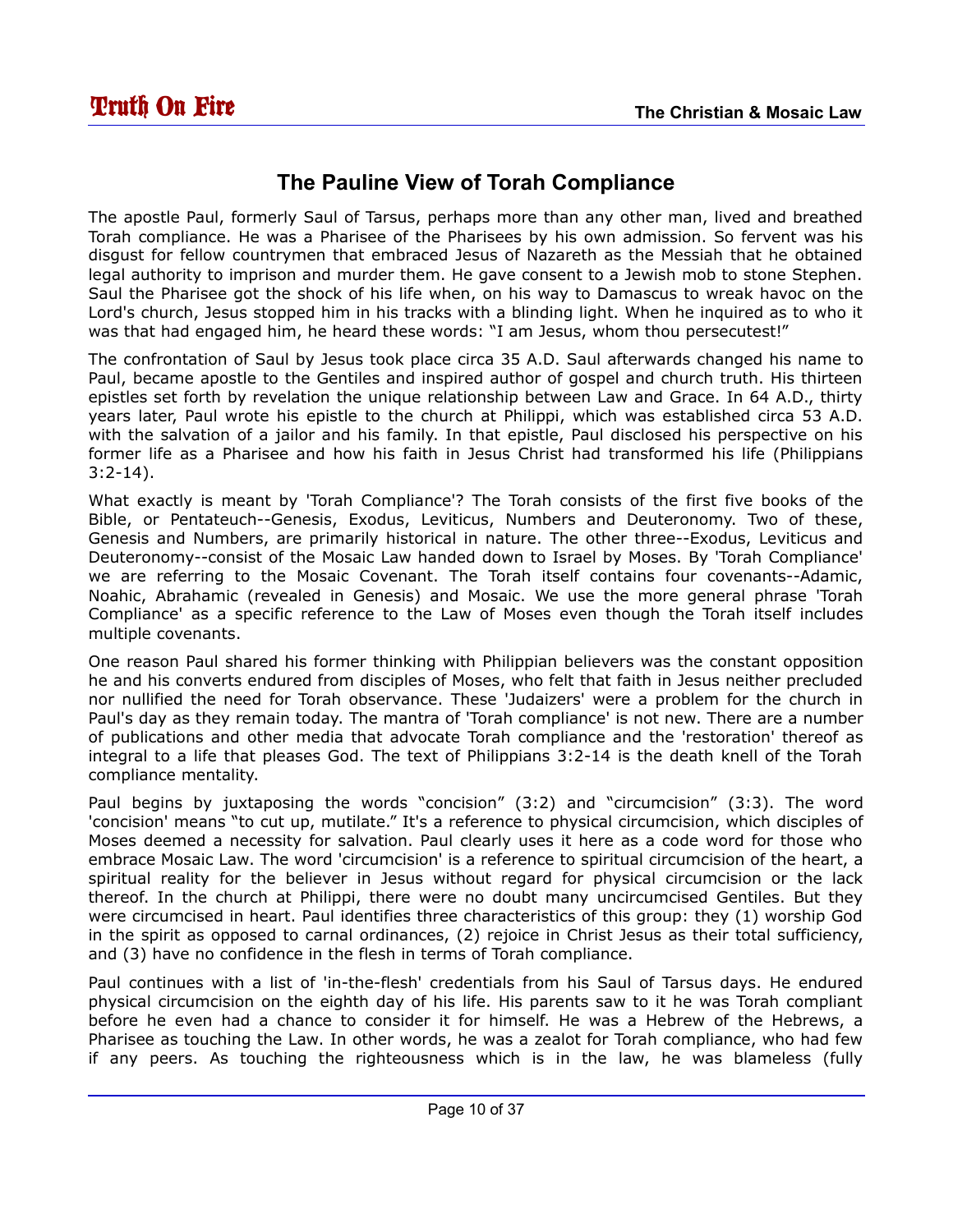## The Pauline View of Torah Compliance

The apostle Paul, formerly Saul of Tarsus, perhaps more than any other man, lived and breathed Torah compliance. He was a Pharisee of the Pharisees by his own admission. So fervent was his disgust for fellow countrymen that embraced Jesus of Nazareth as the Messiah that he obtained legal authority to imprison and murder them. He gave consent to a Jewish mob to stone Stephen. Saul the Pharisee got the shock of his life when, on his way to Damascus to wreak havoc on the Lord's church, Jesus stopped him in his tracks with a blinding light. When he inquired as to who it was that had engaged him, he heard these words: "I am Jesus, whom thou persecutest!"

The confrontation of Saul by Jesus took place circa 35 A.D. Saul afterwards changed his name to Paul, became apostle to the Gentiles and inspired author of gospel and church truth. His thirteen epistles set forth by revelation the unique relationship between Law and Grace. In 64 A.D., thirty years later, Paul wrote his epistle to the church at Philippi, which was established circa 53 A.D. with the salvation of a jailor and his family. In that epistle, Paul disclosed his perspective on his former life as a Pharisee and how his faith in Jesus Christ had transformed his life (Philippians 3:2-14).

What exactly is meant by 'Torah Compliance'? The Torah consists of the first five books of the Bible, or Pentateuch--Genesis, Exodus, Leviticus, Numbers and Deuteronomy. Two of these, Genesis and Numbers, are primarily historical in nature. The other three--Exodus, Leviticus and Deuteronomy--consist of the Mosaic Law handed down to Israel by Moses. By 'Torah Compliance' we are referring to the Mosaic Covenant. The Torah itself contains four covenants--Adamic, Noahic, Abrahamic (revealed in Genesis) and Mosaic. We use the more general phrase 'Torah Compliance' as a specific reference to the Law of Moses even though the Torah itself includes multiple covenants.

One reason Paul shared his former thinking with Philippian believers was the constant opposition he and his converts endured from disciples of Moses, who felt that faith in Jesus neither precluded nor nullified the need for Torah observance. These 'Judaizers' were a problem for the church in Paul's day as they remain today. The mantra of 'Torah compliance' is not new. There are a number of publications and other media that advocate Torah compliance and the 'restoration' thereof as integral to a life that pleases God. The text of Philippians 3:2-14 is the death knell of the Torah compliance mentality.

Paul begins by juxtaposing the words "concision" (3:2) and "circumcision" (3:3). The word 'concision' means "to cut up, mutilate." It's a reference to physical circumcision, which disciples of Moses deemed a necessity for salvation. Paul clearly uses it here as a code word for those who embrace Mosaic Law. The word 'circumcision' is a reference to spiritual circumcision of the heart, a spiritual reality for the believer in Jesus without regard for physical circumcision or the lack thereof. In the church at Philippi, there were no doubt many uncircumcised Gentiles. But they were circumcised in heart. Paul identifies three characteristics of this group: they (1) worship God in the spirit as opposed to carnal ordinances, (2) rejoice in Christ Jesus as their total sufficiency, and (3) have no confidence in the flesh in terms of Torah compliance.

Paul continues with a list of 'in-the-flesh' credentials from his Saul of Tarsus days. He endured physical circumcision on the eighth day of his life. His parents saw to it he was Torah compliant before he even had a chance to consider it for himself. He was a Hebrew of the Hebrews, a Pharisee as touching the Law. In other words, he was a zealot for Torah compliance, who had few if any peers. As touching the righteousness which is in the law, he was blameless (fully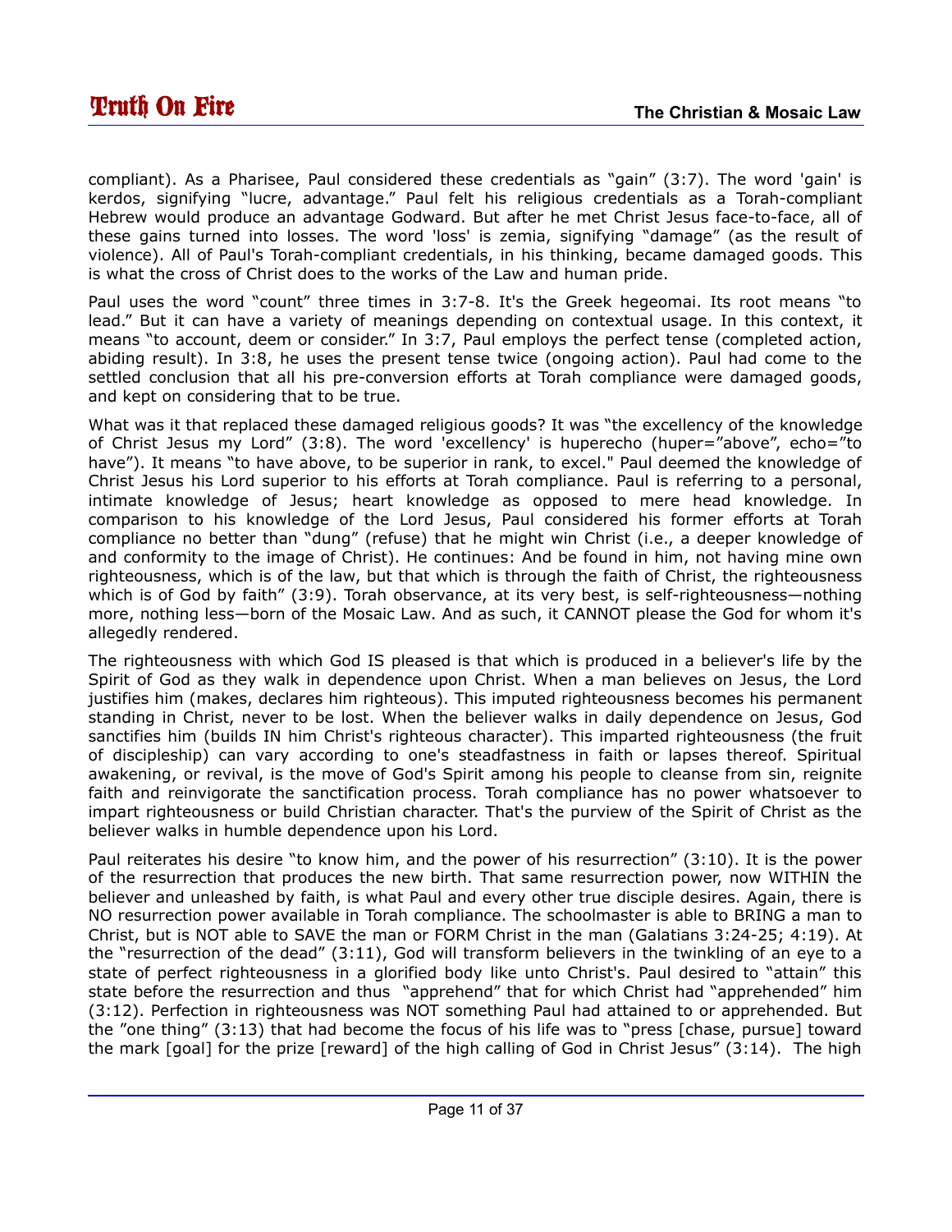compliant). As a Pharisee, Paul considered these credentials as "gain" (3:7). The word 'gain' is kerdos, signifying "lucre, advantage." Paul felt his religious credentials as a Torah-compliant Hebrew would produce an advantage Godward. But after he met Christ Jesus face-to-face, all of these gains turned into losses. The word 'loss' is zemia, signifying "damage" (as the result of violence). All of Paul's Torah-compliant credentials, in his thinking, became damaged goods. This is what the cross of Christ does to the works of the Law and human pride.

Paul uses the word "count" three times in 3:7-8. It's the Greek hegeomai. Its root means "to lead." But it can have a variety of meanings depending on contextual usage. In this context, it means "to account, deem or consider." In 3:7, Paul employs the perfect tense (completed action, abiding result). In 3:8, he uses the present tense twice (ongoing action). Paul had come to the settled conclusion that all his pre-conversion efforts at Torah compliance were damaged goods, and kept on considering that to be true.

What was it that replaced these damaged religious goods? It was "the excellency of the knowledge of Christ Jesus my Lord" (3:8). The word 'excellency' is huperecho (huper="above", echo="to have"). It means "to have above, to be superior in rank, to excel." Paul deemed the knowledge of Christ Jesus his Lord superior to his efforts at Torah compliance. Paul is referring to a personal, intimate knowledge of Jesus; heart knowledge as opposed to mere head knowledge. In comparison to his knowledge of the Lord Jesus, Paul considered his former efforts at Torah compliance no better than "dung" (refuse) that he might win Christ (i.e., a deeper knowledge of and conformity to the image of Christ). He continues: And be found in him, not having mine own righteousness, which is of the law, but that which is through the faith of Christ, the righteousness which is of God by faith" (3:9). Torah observance, at its very best, is self-righteousness—nothing more, nothing less—born of the Mosaic Law. And as such, it CANNOT please the God for whom it's allegedly rendered.

The righteousness with which God IS pleased is that which is produced in a believer's life by the Spirit of God as they walk in dependence upon Christ. When a man believes on Jesus, the Lord justifies him (makes, declares him righteous). This imputed righteousness becomes his permanent standing in Christ, never to be lost. When the believer walks in daily dependence on Jesus, God sanctifies him (builds IN him Christ's righteous character). This imparted righteousness (the fruit of discipleship) can vary according to one's steadfastness in faith or lapses thereof. Spiritual awakening, or revival, is the move of God's Spirit among his people to cleanse from sin, reignite faith and reinvigorate the sanctification process. Torah compliance has no power whatsoever to impart righteousness or build Christian character. That's the purview of the Spirit of Christ as the believer walks in humble dependence upon his Lord.

Paul reiterates his desire "to know him, and the power of his resurrection" (3:10). It is the power of the resurrection that produces the new birth. That same resurrection power, now WITHIN the believer and unleashed by faith, is what Paul and every other true disciple desires. Again, there is NO resurrection power available in Torah compliance. The schoolmaster is able to BRING a man to Christ, but is NOT able to SAVE the man or FORM Christ in the man (Galatians 3:24-25; 4:19). At the "resurrection of the dead" (3:11), God will transform believers in the twinkling of an eye to a state of perfect righteousness in a glorified body like unto Christ's. Paul desired to "attain" this state before the resurrection and thus "apprehend" that for which Christ had "apprehended" him (3:12). Perfection in righteousness was NOT something Paul had attained to or apprehended. But the "one thing" (3:13) that had become the focus of his life was to "press [chase, pursue] toward the mark [goal] for the prize [reward] of the high calling of God in Christ Jesus" (3:14). The high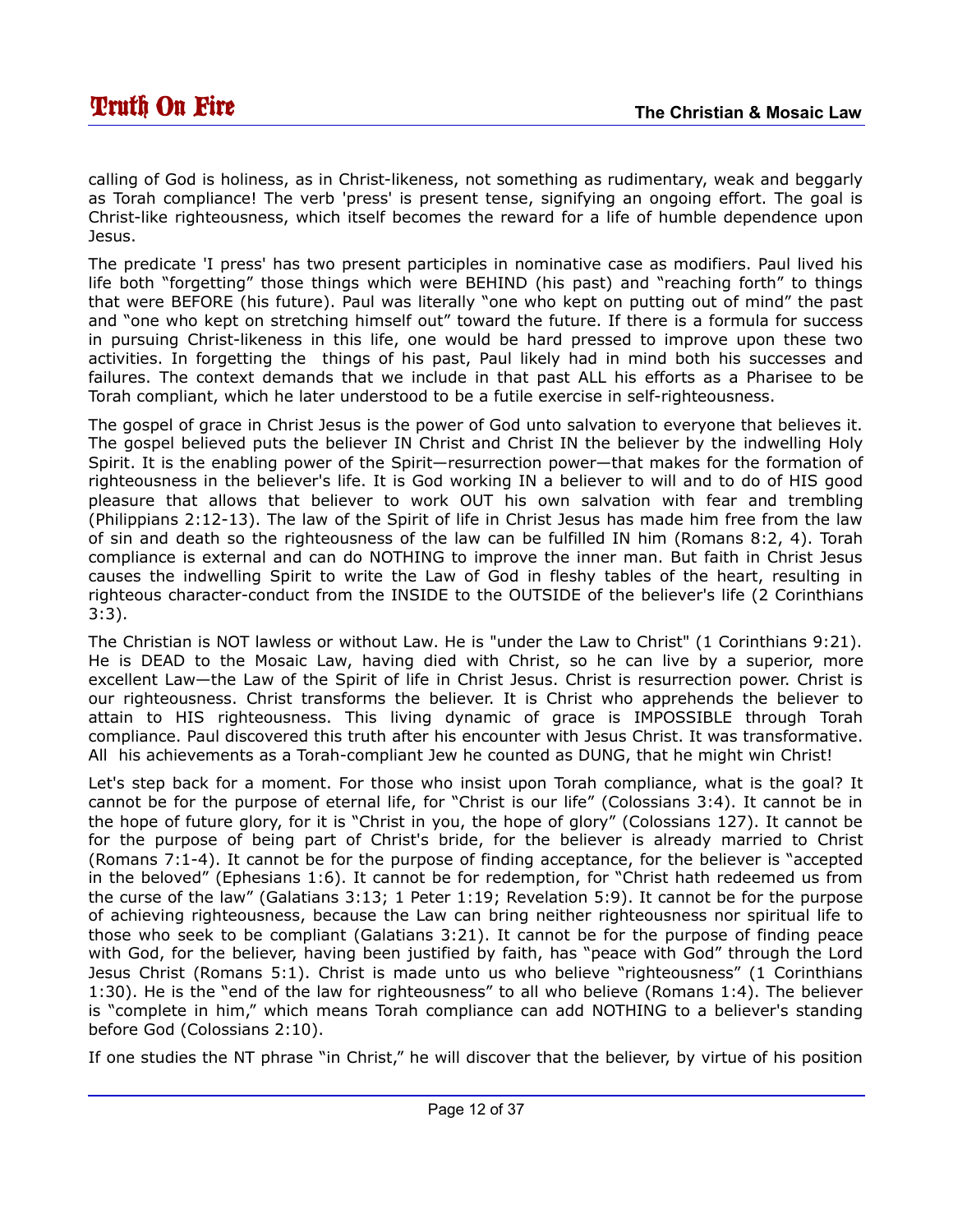calling of God is holiness, as in Christ-likeness, not something as rudimentary, weak and beggarly as Torah compliance! The verb 'press' is present tense, signifying an ongoing effort. The goal is Christ-like righteousness, which itself becomes the reward for a life of humble dependence upon Jesus.

The predicate 'I press' has two present participles in nominative case as modifiers. Paul lived his life both "forgetting" those things which were BEHIND (his past) and "reaching forth" to things that were BEFORE (his future). Paul was literally "one who kept on putting out of mind" the past and "one who kept on stretching himself out" toward the future. If there is a formula for success in pursuing Christ-likeness in this life, one would be hard pressed to improve upon these two activities. In forgetting the things of his past, Paul likely had in mind both his successes and failures. The context demands that we include in that past ALL his efforts as a Pharisee to be Torah compliant, which he later understood to be a futile exercise in self-righteousness.

The gospel of grace in Christ Jesus is the power of God unto salvation to everyone that believes it. The gospel believed puts the believer IN Christ and Christ IN the believer by the indwelling Holy Spirit. It is the enabling power of the Spirit—resurrection power—that makes for the formation of righteousness in the believer's life. It is God working IN a believer to will and to do of HIS good pleasure that allows that believer to work OUT his own salvation with fear and trembling (Philippians 2:12-13). The law of the Spirit of life in Christ Jesus has made him free from the law of sin and death so the righteousness of the law can be fulfilled IN him (Romans 8:2, 4). Torah compliance is external and can do NOTHING to improve the inner man. But faith in Christ Jesus causes the indwelling Spirit to write the Law of God in fleshy tables of the heart, resulting in righteous character-conduct from the INSIDE to the OUTSIDE of the believer's life (2 Corinthians 3:3).

The Christian is NOT lawless or without Law. He is "under the Law to Christ" (1 Corinthians 9:21). He is DEAD to the Mosaic Law, having died with Christ, so he can live by a superior, more excellent Law—the Law of the Spirit of life in Christ Jesus. Christ is resurrection power. Christ is our righteousness. Christ transforms the believer. It is Christ who apprehends the believer to attain to HIS righteousness. This living dynamic of grace is IMPOSSIBLE through Torah compliance. Paul discovered this truth after his encounter with Jesus Christ. It was transformative. All his achievements as a Torah-compliant Jew he counted as DUNG, that he might win Christ!

Let's step back for a moment. For those who insist upon Torah compliance, what is the goal? It cannot be for the purpose of eternal life, for "Christ is our life" (Colossians 3:4). It cannot be in the hope of future glory, for it is "Christ in you, the hope of glory" (Colossians 127). It cannot be for the purpose of being part of Christ's bride, for the believer is already married to Christ (Romans 7:1-4). It cannot be for the purpose of finding acceptance, for the believer is "accepted in the beloved" (Ephesians 1:6). It cannot be for redemption, for "Christ hath redeemed us from the curse of the law" (Galatians 3:13; 1 Peter 1:19; Revelation 5:9). It cannot be for the purpose of achieving righteousness, because the Law can bring neither righteousness nor spiritual life to those who seek to be compliant (Galatians 3:21). It cannot be for the purpose of finding peace with God, for the believer, having been justified by faith, has "peace with God" through the Lord Jesus Christ (Romans 5:1). Christ is made unto us who believe "righteousness" (1 Corinthians 1:30). He is the "end of the law for righteousness" to all who believe (Romans 1:4). The believer is "complete in him," which means Torah compliance can add NOTHING to a believer's standing before God (Colossians 2:10).

If one studies the NT phrase "in Christ," he will discover that the believer, by virtue of his position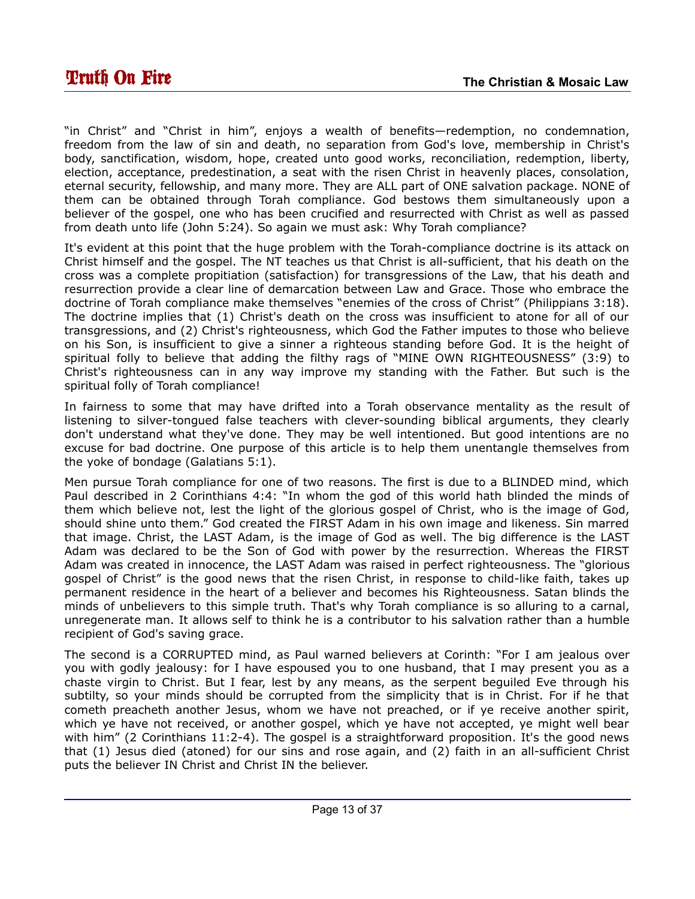"in Christ" and "Christ in him", enjoys a wealth of benefits—redemption, no condemnation, freedom from the law of sin and death, no separation from God's love, membership in Christ's body, sanctification, wisdom, hope, created unto good works, reconciliation, redemption, liberty, election, acceptance, predestination, a seat with the risen Christ in heavenly places, consolation, eternal security, fellowship, and many more. They are ALL part of ONE salvation package. NONE of them can be obtained through Torah compliance. God bestows them simultaneously upon a believer of the gospel, one who has been crucified and resurrected with Christ as well as passed from death unto life (John 5:24). So again we must ask: Why Torah compliance?

It's evident at this point that the huge problem with the Torah-compliance doctrine is its attack on Christ himself and the gospel. The NT teaches us that Christ is all-sufficient, that his death on the cross was a complete propitiation (satisfaction) for transgressions of the Law, that his death and resurrection provide a clear line of demarcation between Law and Grace. Those who embrace the doctrine of Torah compliance make themselves "enemies of the cross of Christ" (Philippians 3:18). The doctrine implies that (1) Christ's death on the cross was insufficient to atone for all of our transgressions, and (2) Christ's righteousness, which God the Father imputes to those who believe on his Son, is insufficient to give a sinner a righteous standing before God. It is the height of spiritual folly to believe that adding the filthy rags of "MINE OWN RIGHTEOUSNESS" (3:9) to Christ's righteousness can in any way improve my standing with the Father. But such is the spiritual folly of Torah compliance!

In fairness to some that may have drifted into a Torah observance mentality as the result of listening to silver-tongued false teachers with clever-sounding biblical arguments, they clearly don't understand what they've done. They may be well intentioned. But good intentions are no excuse for bad doctrine. One purpose of this article is to help them unentangle themselves from the yoke of bondage (Galatians 5:1).

Men pursue Torah compliance for one of two reasons. The first is due to a BLINDED mind, which Paul described in 2 Corinthians 4:4: "In whom the god of this world hath blinded the minds of them which believe not, lest the light of the glorious gospel of Christ, who is the image of God, should shine unto them." God created the FIRST Adam in his own image and likeness. Sin marred that image. Christ, the LAST Adam, is the image of God as well. The big difference is the LAST Adam was declared to be the Son of God with power by the resurrection. Whereas the FIRST Adam was created in innocence, the LAST Adam was raised in perfect righteousness. The "glorious gospel of Christ" is the good news that the risen Christ, in response to child-like faith, takes up permanent residence in the heart of a believer and becomes his Righteousness. Satan blinds the minds of unbelievers to this simple truth. That's why Torah compliance is so alluring to a carnal, unregenerate man. It allows self to think he is a contributor to his salvation rather than a humble recipient of God's saving grace.

The second is a CORRUPTED mind, as Paul warned believers at Corinth: "For I am jealous over you with godly jealousy: for I have espoused you to one husband, that I may present you as a chaste virgin to Christ. But I fear, lest by any means, as the serpent beguiled Eve through his subtilty, so your minds should be corrupted from the simplicity that is in Christ. For if he that cometh preacheth another Jesus, whom we have not preached, or if ye receive another spirit, which ye have not received, or another gospel, which ye have not accepted, ye might well bear with him" (2 Corinthians 11:2-4). The gospel is a straightforward proposition. It's the good news that (1) Jesus died (atoned) for our sins and rose again, and (2) faith in an all-sufficient Christ puts the believer IN Christ and Christ IN the believer.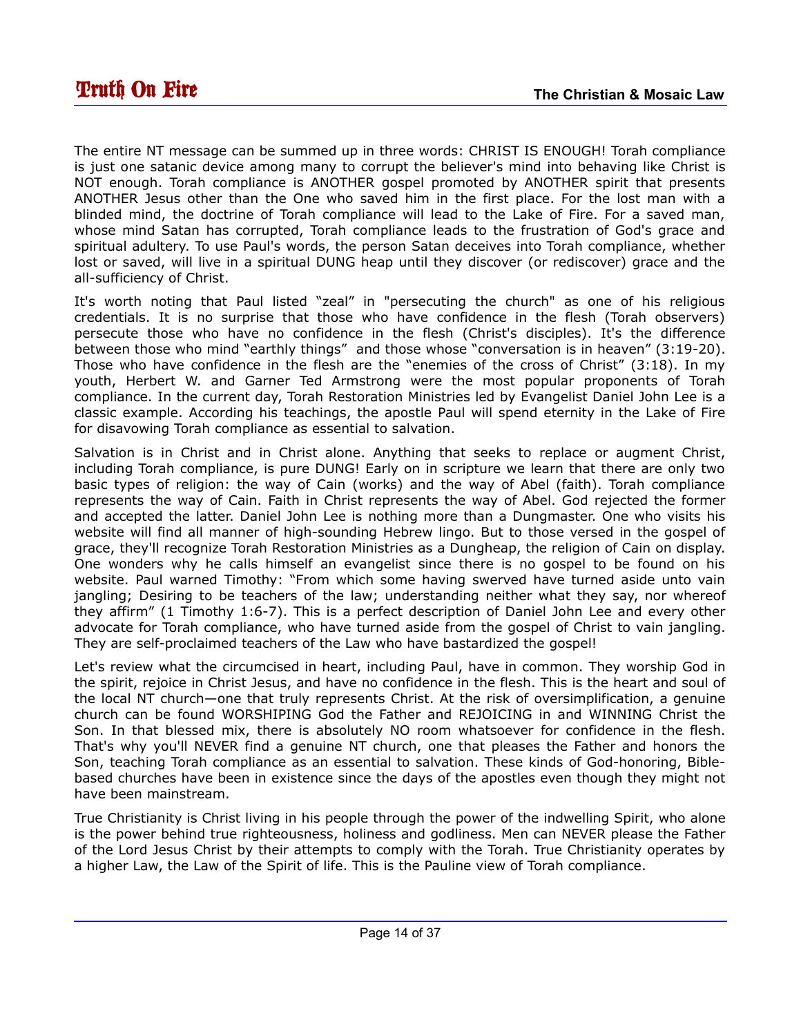The entire NT message can be summed up in three words: CHRIST IS ENOUGH! Torah compliance is just one satanic device among many to corrupt the believer's mind into behaving like Christ is NOT enough. Torah compliance is ANOTHER gospel promoted by ANOTHER spirit that presents ANOTHER Jesus other than the One who saved him in the first place. For the lost man with a blinded mind, the doctrine of Torah compliance will lead to the Lake of Fire. For a saved man, whose mind Satan has corrupted, Torah compliance leads to the frustration of God's grace and spiritual adultery. To use Paul's words, the person Satan deceives into Torah compliance, whether lost or saved, will live in a spiritual DUNG heap until they discover (or rediscover) grace and the all-sufficiency of Christ.

It's worth noting that Paul listed "zeal" in "persecuting the church" as one of his religious credentials. It is no surprise that those who have confidence in the flesh (Torah observers) persecute those who have no confidence in the flesh (Christ's disciples). It's the difference between those who mind "earthly things" and those whose "conversation is in heaven" (3:19-20). Those who have confidence in the flesh are the "enemies of the cross of Christ" (3:18). In my youth, Herbert W. and Garner Ted Armstrong were the most popular proponents of Torah compliance. In the current day, Torah Restoration Ministries led by Evangelist Daniel John Lee is a classic example. According his teachings, the apostle Paul will spend eternity in the Lake of Fire for disavowing Torah compliance as essential to salvation.

Salvation is in Christ and in Christ alone. Anything that seeks to replace or augment Christ, including Torah compliance, is pure DUNG! Early on in scripture we learn that there are only two basic types of religion: the way of Cain (works) and the way of Abel (faith). Torah compliance represents the way of Cain. Faith in Christ represents the way of Abel. God rejected the former and accepted the latter. Daniel John Lee is nothing more than a Dungmaster. One who visits his website will find all manner of high-sounding Hebrew lingo. But to those versed in the gospel of grace, they'll recognize Torah Restoration Ministries as a Dungheap, the religion of Cain on display. One wonders why he calls himself an evangelist since there is no gospel to be found on his website. Paul warned Timothy: "From which some having swerved have turned aside unto vain jangling; Desiring to be teachers of the law; understanding neither what they say, nor whereof they affirm" (1 Timothy 1:6-7). This is a perfect description of Daniel John Lee and every other advocate for Torah compliance, who have turned aside from the gospel of Christ to vain jangling. They are self-proclaimed teachers of the Law who have bastardized the gospel!

Let's review what the circumcised in heart, including Paul, have in common. They worship God in the spirit, rejoice in Christ Jesus, and have no confidence in the flesh. This is the heart and soul of the local NT church—one that truly represents Christ. At the risk of oversimplification, a genuine church can be found WORSHIPING God the Father and REJOICING in and WINNING Christ the Son. In that blessed mix, there is absolutely NO room whatsoever for confidence in the flesh. That's why you'll NEVER find a genuine NT church, one that pleases the Father and honors the Son, teaching Torah compliance as an essential to salvation. These kinds of God-honoring, Bible-based churches have been in existence since the days of the apostles even though they might not have been mainstream.

True Christianity is Christ living in his people through the power of the indwelling Spirit, who alone is the power behind true righteousness, holiness and godliness. Men can NEVER please the Father of the Lord Jesus Christ by their attempts to comply with the Torah. True Christianity operates by a higher Law, the Law of the Spirit of life. This is the Pauline view of Torah compliance.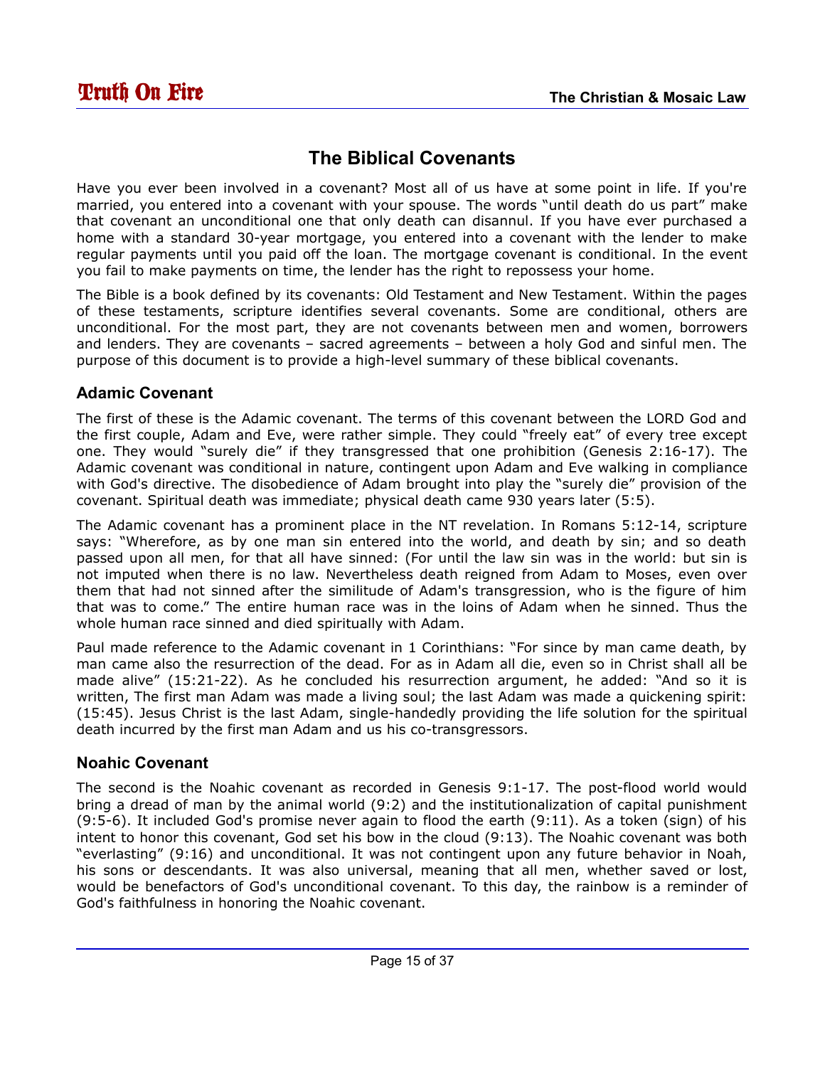## The Biblical Covenants

Have you ever been involved in a covenant? Most all of us have at some point in life. If you're married, you entered into a covenant with your spouse. The words "until death do us part" make that covenant an unconditional one that only death can disannul. If you have ever purchased a home with a standard 30-year mortgage, you entered into a covenant with the lender to make regular payments until you paid off the loan. The mortgage covenant is conditional. In the event you fail to make payments on time, the lender has the right to repossess your home.

The Bible is a book defined by its covenants: Old Testament and New Testament. Within the pages of these testaments, scripture identifies several covenants. Some are conditional, others are unconditional. For the most part, they are not covenants between men and women, borrowers and lenders. They are covenants – sacred agreements – between a holy God and sinful men. The purpose of this document is to provide a high-level summary of these biblical covenants.

### Adamic Covenant

The first of these is the Adamic covenant. The terms of this covenant between the LORD God and the first couple, Adam and Eve, were rather simple. They could "freely eat" of every tree except one. They would "surely die" if they transgressed that one prohibition (Genesis 2:16-17). The Adamic covenant was conditional in nature, contingent upon Adam and Eve walking in compliance with God's directive. The disobedience of Adam brought into play the "surely die" provision of the covenant. Spiritual death was immediate; physical death came 930 years later (5:5).

The Adamic covenant has a prominent place in the NT revelation. In Romans 5:12-14, scripture says: "Wherefore, as by one man sin entered into the world, and death by sin; and so death passed upon all men, for that all have sinned: (For until the law sin was in the world: but sin is not imputed when there is no law. Nevertheless death reigned from Adam to Moses, even over them that had not sinned after the similitude of Adam's transgression, who is the figure of him that was to come." The entire human race was in the loins of Adam when he sinned. Thus the whole human race sinned and died spiritually with Adam.

Paul made reference to the Adamic covenant in 1 Corinthians: "For since by man came death, by man came also the resurrection of the dead. For as in Adam all die, even so in Christ shall all be made alive" (15:21-22). As he concluded his resurrection argument, he added: "And so it is written, The first man Adam was made a living soul; the last Adam was made a quickening spirit: (15:45). Jesus Christ is the last Adam, single-handedly providing the life solution for the spiritual death incurred by the first man Adam and us his co-transgressors.

### Noahic Covenant

The second is the Noahic covenant as recorded in Genesis 9:1-17. The post-flood world would bring a dread of man by the animal world (9:2) and the institutionalization of capital punishment (9:5-6). It included God's promise never again to flood the earth (9:11). As a token (sign) of his intent to honor this covenant, God set his bow in the cloud (9:13). The Noahic covenant was both "everlasting" (9:16) and unconditional. It was not contingent upon any future behavior in Noah, his sons or descendants. It was also universal, meaning that all men, whether saved or lost, would be benefactors of God's unconditional covenant. To this day, the rainbow is a reminder of God's faithfulness in honoring the Noahic covenant.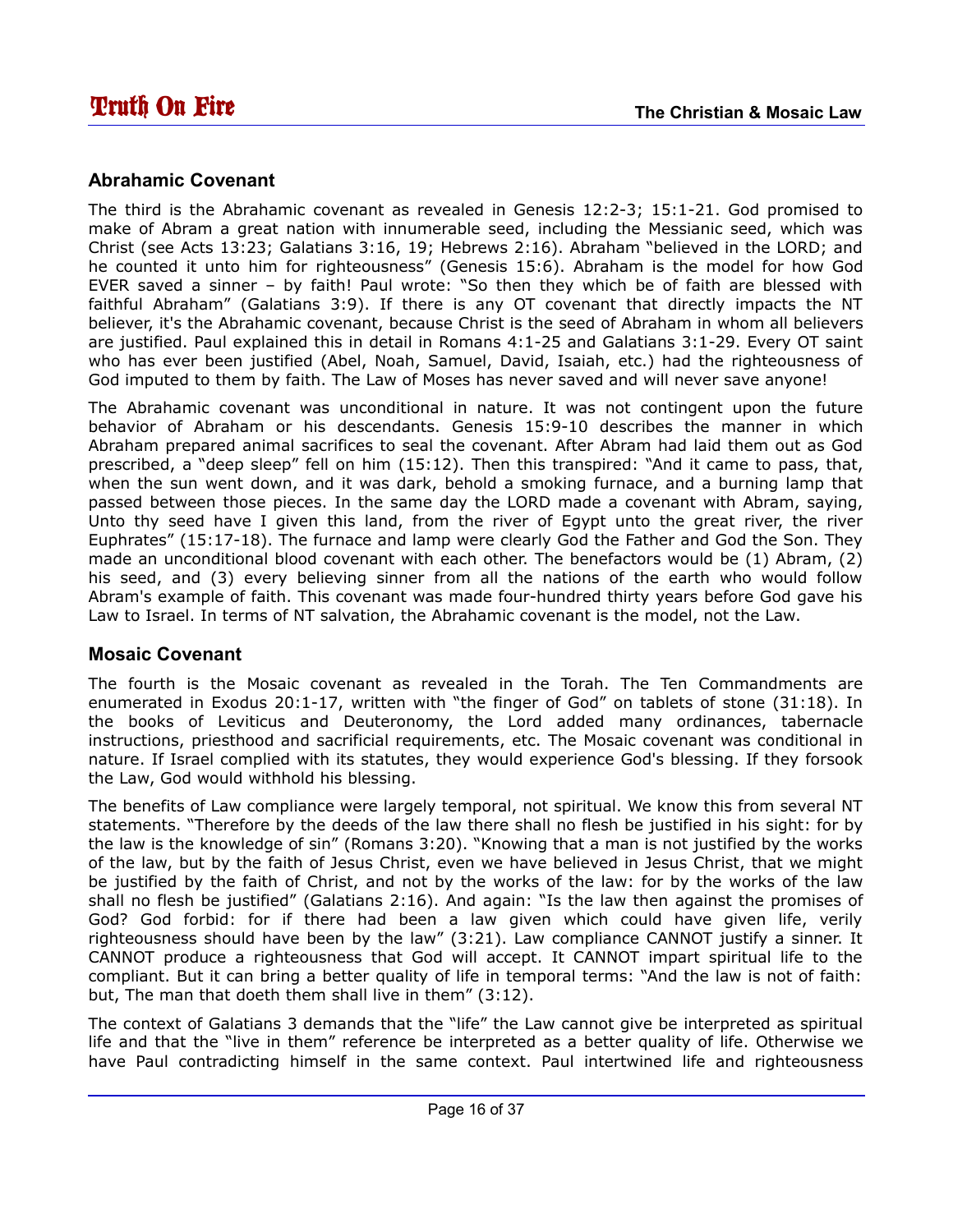## Abrahamic Covenant

The third is the Abrahamic covenant as revealed in Genesis 12:2-3; 15:1-21. God promised to make of Abram a great nation with innumerable seed, including the Messianic seed, which was Christ (see Acts 13:23; Galatians 3:16, 19; Hebrews 2:16). Abraham "believed in the LORD; and he counted it unto him for righteousness" (Genesis 15:6). Abraham is the model for how God EVER saved a sinner – by faith! Paul wrote: "So then they which be of faith are blessed with faithful Abraham" (Galatians 3:9). If there is any OT covenant that directly impacts the NT believer, it's the Abrahamic covenant, because Christ is the seed of Abraham in whom all believers are justified. Paul explained this in detail in Romans 4:1-25 and Galatians 3:1-29. Every OT saint who has ever been justified (Abel, Noah, Samuel, David, Isaiah, etc.) had the righteousness of God imputed to them by faith. The Law of Moses has never saved and will never save anyone!

The Abrahamic covenant was unconditional in nature. It was not contingent upon the future behavior of Abraham or his descendants. Genesis 15:9-10 describes the manner in which Abraham prepared animal sacrifices to seal the covenant. After Abram had laid them out as God prescribed, a "deep sleep" fell on him (15:12). Then this transpired: "And it came to pass, that, when the sun went down, and it was dark, behold a smoking furnace, and a burning lamp that passed between those pieces. In the same day the LORD made a covenant with Abram, saying, Unto thy seed have I given this land, from the river of Egypt unto the great river, the river Euphrates" (15:17-18). The furnace and lamp were clearly God the Father and God the Son. They made an unconditional blood covenant with each other. The benefactors would be (1) Abram, (2) his seed, and (3) every believing sinner from all the nations of the earth who would follow Abram's example of faith. This covenant was made four-hundred thirty years before God gave his Law to Israel. In terms of NT salvation, the Abrahamic covenant is the model, not the Law.

## Mosaic Covenant

The fourth is the Mosaic covenant as revealed in the Torah. The Ten Commandments are enumerated in Exodus 20:1-17, written with "the finger of God" on tablets of stone (31:18). In the books of Leviticus and Deuteronomy, the Lord added many ordinances, tabernacle instructions, priesthood and sacrificial requirements, etc. The Mosaic covenant was conditional in nature. If Israel complied with its statutes, they would experience God's blessing. If they forsook the Law, God would withhold his blessing.

The benefits of Law compliance were largely temporal, not spiritual. We know this from several NT statements. "Therefore by the deeds of the law there shall no flesh be justified in his sight: for by the law is the knowledge of sin" (Romans 3:20). "Knowing that a man is not justified by the works of the law, but by the faith of Jesus Christ, even we have believed in Jesus Christ, that we might be justified by the faith of Christ, and not by the works of the law: for by the works of the law shall no flesh be justified" (Galatians 2:16). And again: "Is the law then against the promises of God? God forbid: for if there had been a law given which could have given life, verily righteousness should have been by the law" (3:21). Law compliance CANNOT justify a sinner. It CANNOT produce a righteousness that God will accept. It CANNOT impart spiritual life to the compliant. But it can bring a better quality of life in temporal terms: "And the law is not of faith: but, The man that doeth them shall live in them" (3:12).

The context of Galatians 3 demands that the "life" the Law cannot give be interpreted as spiritual life and that the "live in them" reference be interpreted as a better quality of life. Otherwise we have Paul contradicting himself in the same context. Paul intertwined life and righteousness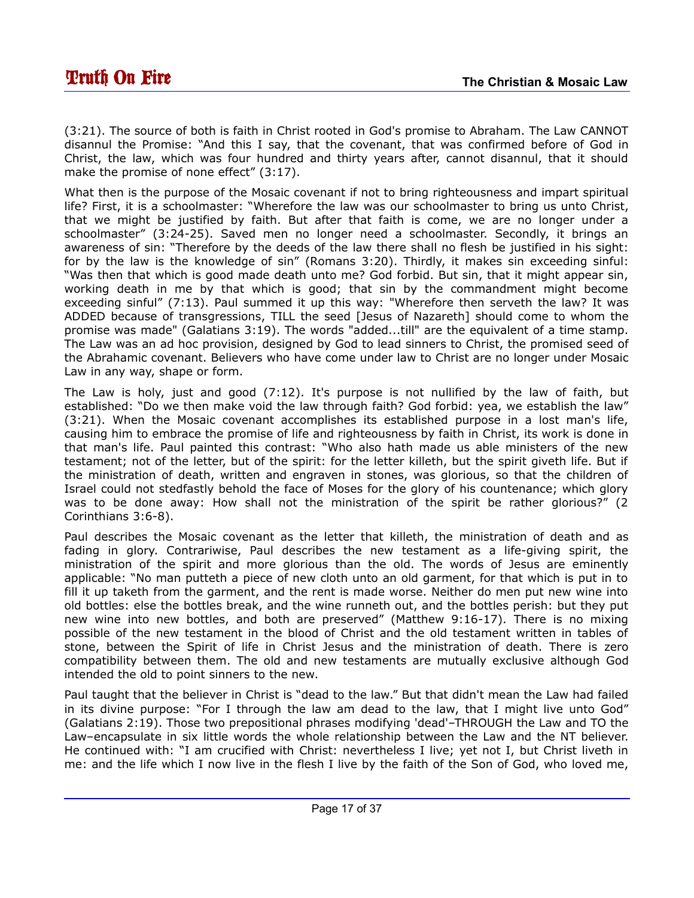(3:21). The source of both is faith in Christ rooted in God's promise to Abraham. The Law CANNOT disannul the Promise: "And this I say, that the covenant, that was confirmed before of God in Christ, the law, which was four hundred and thirty years after, cannot disannul, that it should make the promise of none effect" (3:17).

What then is the purpose of the Mosaic covenant if not to bring righteousness and impart spiritual life? First, it is a schoolmaster: "Wherefore the law was our schoolmaster to bring us unto Christ, that we might be justified by faith. But after that faith is come, we are no longer under a schoolmaster" (3:24-25). Saved men no longer need a schoolmaster. Secondly, it brings an awareness of sin: "Therefore by the deeds of the law there shall no flesh be justified in his sight: for by the law is the knowledge of sin" (Romans 3:20). Thirdly, it makes sin exceeding sinful: "Was then that which is good made death unto me? God forbid. But sin, that it might appear sin, working death in me by that which is good; that sin by the commandment might become exceeding sinful" (7:13). Paul summed it up this way: "Wherefore then serveth the law? It was ADDED because of transgressions, TILL the seed [Jesus of Nazareth] should come to whom the promise was made" (Galatians 3:19). The words "added...till" are the equivalent of a time stamp. The Law was an ad hoc provision, designed by God to lead sinners to Christ, the promised seed of the Abrahamic covenant. Believers who have come under law to Christ are no longer under Mosaic Law in any way, shape or form.

The Law is holy, just and good (7:12). It's purpose is not nullified by the law of faith, but established: "Do we then make void the law through faith? God forbid: yea, we establish the law" (3:21). When the Mosaic covenant accomplishes its established purpose in a lost man's life, causing him to embrace the promise of life and righteousness by faith in Christ, its work is done in that man's life. Paul painted this contrast: "Who also hath made us able ministers of the new testament; not of the letter, but of the spirit: for the letter killeth, but the spirit giveth life. But if the ministration of death, written and engraven in stones, was glorious, so that the children of Israel could not stedfastly behold the face of Moses for the glory of his countenance; which glory was to be done away: How shall not the ministration of the spirit be rather glorious?" (2 Corinthians 3:6-8).

Paul describes the Mosaic covenant as the letter that killeth, the ministration of death and as fading in glory. Contrariwise, Paul describes the new testament as a life-giving spirit, the ministration of the spirit and more glorious than the old. The words of Jesus are eminently applicable: "No man putteth a piece of new cloth unto an old garment, for that which is put in to fill it up taketh from the garment, and the rent is made worse. Neither do men put new wine into old bottles: else the bottles break, and the wine runneth out, and the bottles perish: but they put new wine into new bottles, and both are preserved" (Matthew 9:16-17). There is no mixing possible of the new testament in the blood of Christ and the old testament written in tables of stone, between the Spirit of life in Christ Jesus and the ministration of death. There is zero compatibility between them. The old and new testaments are mutually exclusive although God intended the old to point sinners to the new.

Paul taught that the believer in Christ is "dead to the law." But that didn't mean the Law had failed in its divine purpose: "For I through the law am dead to the law, that I might live unto God" (Galatians 2:19). Those two prepositional phrases modifying 'dead'–THROUGH the Law and TO the Law–encapsulate in six little words the whole relationship between the Law and the NT believer. He continued with: "I am crucified with Christ: nevertheless I live; yet not I, but Christ liveth in me: and the life which I now live in the flesh I live by the faith of the Son of God, who loved me,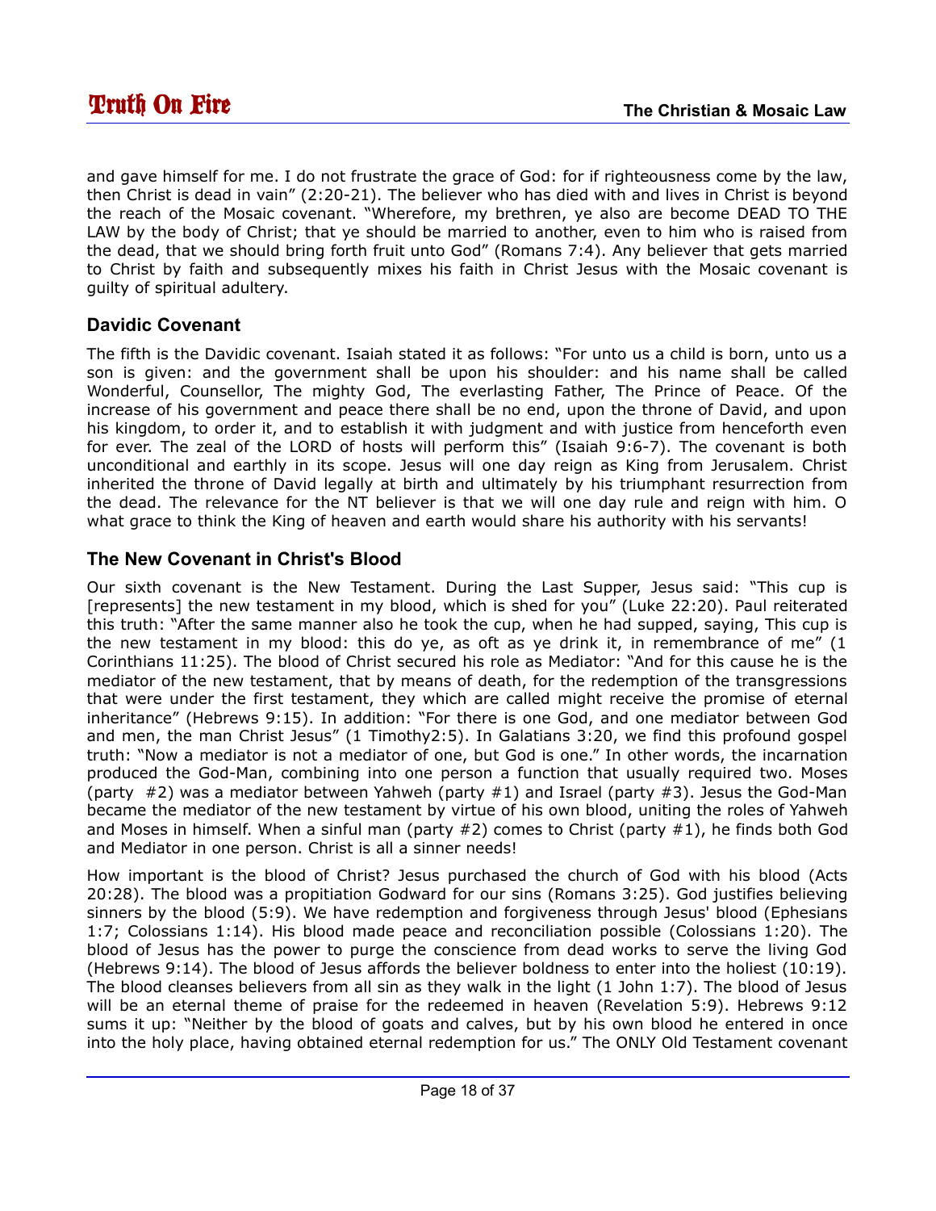and gave himself for me. I do not frustrate the grace of God: for if righteousness come by the law, then Christ is dead in vain" (2:20-21). The believer who has died with and lives in Christ is beyond the reach of the Mosaic covenant. "Wherefore, my brethren, ye also are become DEAD TO THE LAW by the body of Christ; that ye should be married to another, even to him who is raised from the dead, that we should bring forth fruit unto God" (Romans 7:4). Any believer that gets married to Christ by faith and subsequently mixes his faith in Christ Jesus with the Mosaic covenant is guilty of spiritual adultery.

### Davidic Covenant

The fifth is the Davidic covenant. Isaiah stated it as follows: "For unto us a child is born, unto us a son is given: and the government shall be upon his shoulder: and his name shall be called Wonderful, Counsellor, The mighty God, The everlasting Father, The Prince of Peace. Of the increase of his government and peace there shall be no end, upon the throne of David, and upon his kingdom, to order it, and to establish it with judgment and with justice from henceforth even for ever. The zeal of the LORD of hosts will perform this" (Isaiah 9:6-7). The covenant is both unconditional and earthly in its scope. Jesus will one day reign as King from Jerusalem. Christ inherited the throne of David legally at birth and ultimately by his triumphant resurrection from the dead. The relevance for the NT believer is that we will one day rule and reign with him. O what grace to think the King of heaven and earth would share his authority with his servants!

### The New Covenant in Christ's Blood

Our sixth covenant is the New Testament. During the Last Supper, Jesus said: "This cup is [represents] the new testament in my blood, which is shed for you" (Luke 22:20). Paul reiterated this truth: "After the same manner also he took the cup, when he had supped, saying, This cup is the new testament in my blood: this do ye, as oft as ye drink it, in remembrance of me" (1 Corinthians 11:25). The blood of Christ secured his role as Mediator: "And for this cause he is the mediator of the new testament, that by means of death, for the redemption of the transgressions that were under the first testament, they which are called might receive the promise of eternal inheritance" (Hebrews 9:15). In addition: "For there is one God, and one mediator between God and men, the man Christ Jesus" (1 Timothy2:5). In Galatians 3:20, we find this profound gospel truth: "Now a mediator is not a mediator of one, but God is one." In other words, the incarnation produced the God-Man, combining into one person a function that usually required two. Moses (party #2) was a mediator between Yahweh (party #1) and Israel (party #3). Jesus the God-Man became the mediator of the new testament by virtue of his own blood, uniting the roles of Yahweh and Moses in himself. When a sinful man (party #2) comes to Christ (party #1), he finds both God and Mediator in one person. Christ is all a sinner needs!

How important is the blood of Christ? Jesus purchased the church of God with his blood (Acts 20:28). The blood was a propitiation Godward for our sins (Romans 3:25). God justifies believing sinners by the blood (5:9). We have redemption and forgiveness through Jesus' blood (Ephesians 1:7; Colossians 1:14). His blood made peace and reconciliation possible (Colossians 1:20). The blood of Jesus has the power to purge the conscience from dead works to serve the living God (Hebrews 9:14). The blood of Jesus affords the believer boldness to enter into the holiest (10:19). The blood cleanses believers from all sin as they walk in the light (1 John 1:7). The blood of Jesus will be an eternal theme of praise for the redeemed in heaven (Revelation 5:9). Hebrews 9:12 sums it up: "Neither by the blood of goats and calves, but by his own blood he entered in once into the holy place, having obtained eternal redemption for us." The ONLY Old Testament covenant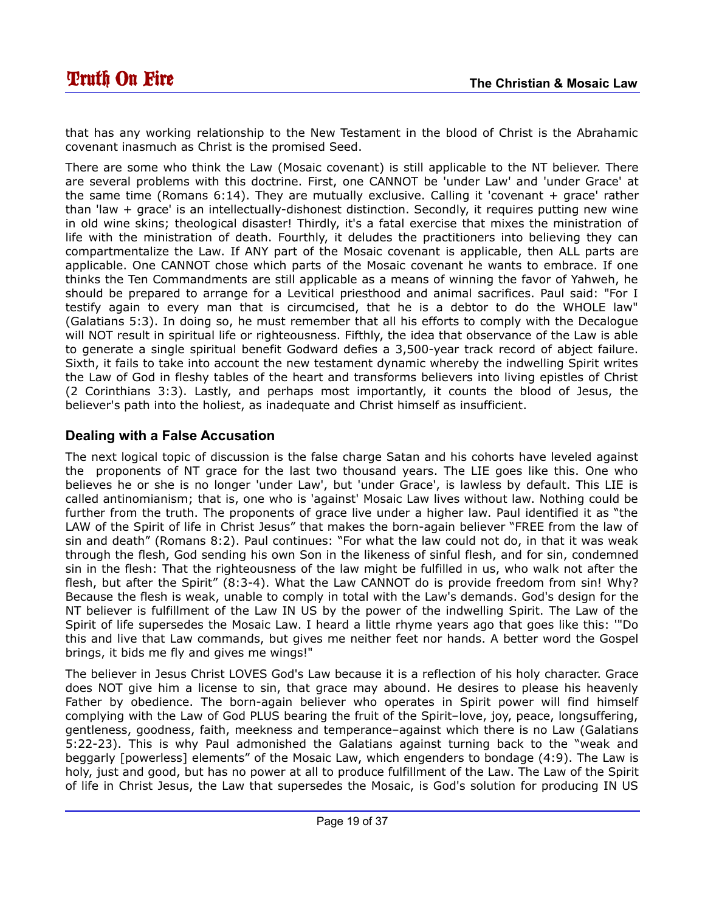that has any working relationship to the New Testament in the blood of Christ is the Abrahamic covenant inasmuch as Christ is the promised Seed.

There are some who think the Law (Mosaic covenant) is still applicable to the NT believer. There are several problems with this doctrine. First, one CANNOT be 'under Law' and 'under Grace' at the same time (Romans 6:14). They are mutually exclusive. Calling it 'covenant + grace' rather than 'law + grace' is an intellectually-dishonest distinction. Secondly, it requires putting new wine in old wine skins; theological disaster! Thirdly, it's a fatal exercise that mixes the ministration of life with the ministration of death. Fourthly, it deludes the practitioners into believing they can compartmentalize the Law. If ANY part of the Mosaic covenant is applicable, then ALL parts are applicable. One CANNOT chose which parts of the Mosaic covenant he wants to embrace. If one thinks the Ten Commandments are still applicable as a means of winning the favor of Yahweh, he should be prepared to arrange for a Levitical priesthood and animal sacrifices. Paul said: "For I testify again to every man that is circumcised, that he is a debtor to do the WHOLE law" (Galatians 5:3). In doing so, he must remember that all his efforts to comply with the Decalogue will NOT result in spiritual life or righteousness. Fifthly, the idea that observance of the Law is able to generate a single spiritual benefit Godward defies a 3,500-year track record of abject failure. Sixth, it fails to take into account the new testament dynamic whereby the indwelling Spirit writes the Law of God in fleshy tables of the heart and transforms believers into living epistles of Christ (2 Corinthians 3:3). Lastly, and perhaps most importantly, it counts the blood of Jesus, the believer's path into the holiest, as inadequate and Christ himself as insufficient.

## Dealing with a False Accusation

The next logical topic of discussion is the false charge Satan and his cohorts have leveled against the proponents of NT grace for the last two thousand years. The LIE goes like this. One who believes he or she is no longer 'under Law', but 'under Grace', is lawless by default. This LIE is called antinomianism; that is, one who is 'against' Mosaic Law lives without law. Nothing could be further from the truth. The proponents of grace live under a higher law. Paul identified it as "the LAW of the Spirit of life in Christ Jesus" that makes the born-again believer "FREE from the law of sin and death" (Romans 8:2). Paul continues: "For what the law could not do, in that it was weak through the flesh, God sending his own Son in the likeness of sinful flesh, and for sin, condemned sin in the flesh: That the righteousness of the law might be fulfilled in us, who walk not after the flesh, but after the Spirit" (8:3-4). What the Law CANNOT do is provide freedom from sin! Why? Because the flesh is weak, unable to comply in total with the Law's demands. God's design for the NT believer is fulfillment of the Law IN US by the power of the indwelling Spirit. The Law of the Spirit of life supersedes the Mosaic Law. I heard a little rhyme years ago that goes like this: '"Do this and live that Law commands, but gives me neither feet nor hands. A better word the Gospel brings, it bids me fly and gives me wings!"

The believer in Jesus Christ LOVES God's Law because it is a reflection of his holy character. Grace does NOT give him a license to sin, that grace may abound. He desires to please his heavenly Father by obedience. The born-again believer who operates in Spirit power will find himself complying with the Law of God PLUS bearing the fruit of the Spirit–love, joy, peace, longsuffering, gentleness, goodness, faith, meekness and temperance–against which there is no Law (Galatians 5:22-23). This is why Paul admonished the Galatians against turning back to the "weak and beggarly [powerless] elements" of the Mosaic Law, which engenders to bondage (4:9). The Law is holy, just and good, but has no power at all to produce fulfillment of the Law. The Law of the Spirit of life in Christ Jesus, the Law that supersedes the Mosaic, is God's solution for producing IN US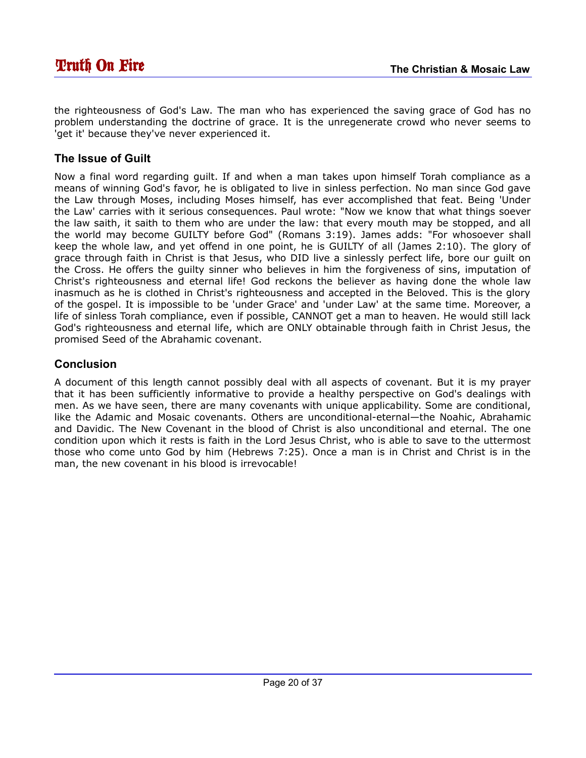the righteousness of God's Law. The man who has experienced the saving grace of God has no problem understanding the doctrine of grace. It is the unregenerate crowd who never seems to 'get it' because they've never experienced it.

### The Issue of Guilt

Now a final word regarding guilt. If and when a man takes upon himself Torah compliance as a means of winning God's favor, he is obligated to live in sinless perfection. No man since God gave the Law through Moses, including Moses himself, has ever accomplished that feat. Being 'Under the Law' carries with it serious consequences. Paul wrote: "Now we know that what things soever the law saith, it saith to them who are under the law: that every mouth may be stopped, and all the world may become GUILTY before God" (Romans 3:19). James adds: "For whosoever shall keep the whole law, and yet offend in one point, he is GUILTY of all (James 2:10). The glory of grace through faith in Christ is that Jesus, who DID live a sinlessly perfect life, bore our guilt on the Cross. He offers the guilty sinner who believes in him the forgiveness of sins, imputation of Christ's righteousness and eternal life! God reckons the believer as having done the whole law inasmuch as he is clothed in Christ's righteousness and accepted in the Beloved. This is the glory of the gospel. It is impossible to be 'under Grace' and 'under Law' at the same time. Moreover, a life of sinless Torah compliance, even if possible, CANNOT get a man to heaven. He would still lack God's righteousness and eternal life, which are ONLY obtainable through faith in Christ Jesus, the promised Seed of the Abrahamic covenant.

### Conclusion

A document of this length cannot possibly deal with all aspects of covenant. But it is my prayer that it has been sufficiently informative to provide a healthy perspective on God's dealings with men. As we have seen, there are many covenants with unique applicability. Some are conditional, like the Adamic and Mosaic covenants. Others are unconditional-eternal—the Noahic, Abrahamic and Davidic. The New Covenant in the blood of Christ is also unconditional and eternal. The one condition upon which it rests is faith in the Lord Jesus Christ, who is able to save to the uttermost those who come unto God by him (Hebrews 7:25). Once a man is in Christ and Christ is in the man, the new covenant in his blood is irrevocable!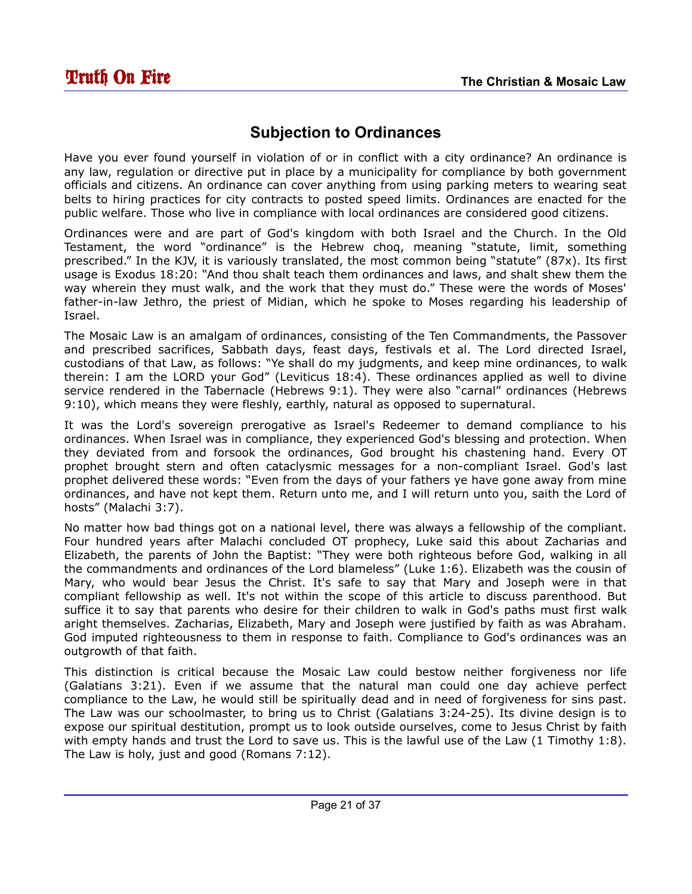## Subjection to Ordinances

Have you ever found yourself in violation of or in conflict with a city ordinance? An ordinance is any law, regulation or directive put in place by a municipality for compliance by both government officials and citizens. An ordinance can cover anything from using parking meters to wearing seat belts to hiring practices for city contracts to posted speed limits. Ordinances are enacted for the public welfare. Those who live in compliance with local ordinances are considered good citizens.

Ordinances were and are part of God's kingdom with both Israel and the Church. In the Old Testament, the word "ordinance" is the Hebrew choq, meaning "statute, limit, something prescribed." In the KJV, it is variously translated, the most common being "statute" (87x). Its first usage is Exodus 18:20: "And thou shalt teach them ordinances and laws, and shalt shew them the way wherein they must walk, and the work that they must do." These were the words of Moses' father-in-law Jethro, the priest of Midian, which he spoke to Moses regarding his leadership of Israel.

The Mosaic Law is an amalgam of ordinances, consisting of the Ten Commandments, the Passover and prescribed sacrifices, Sabbath days, feast days, festivals et al. The Lord directed Israel, custodians of that Law, as follows: "Ye shall do my judgments, and keep mine ordinances, to walk therein: I am the LORD your God" (Leviticus 18:4). These ordinances applied as well to divine service rendered in the Tabernacle (Hebrews 9:1). They were also "carnal" ordinances (Hebrews 9:10), which means they were fleshly, earthly, natural as opposed to supernatural.

It was the Lord's sovereign prerogative as Israel's Redeemer to demand compliance to his ordinances. When Israel was in compliance, they experienced God's blessing and protection. When they deviated from and forsook the ordinances, God brought his chastening hand. Every OT prophet brought stern and often cataclysmic messages for a non-compliant Israel. God's last prophet delivered these words: "Even from the days of your fathers ye have gone away from mine ordinances, and have not kept them. Return unto me, and I will return unto you, saith the Lord of hosts" (Malachi 3:7).

No matter how bad things got on a national level, there was always a fellowship of the compliant. Four hundred years after Malachi concluded OT prophecy, Luke said this about Zacharias and Elizabeth, the parents of John the Baptist: "They were both righteous before God, walking in all the commandments and ordinances of the Lord blameless" (Luke 1:6). Elizabeth was the cousin of Mary, who would bear Jesus the Christ. It's safe to say that Mary and Joseph were in that compliant fellowship as well. It's not within the scope of this article to discuss parenthood. But suffice it to say that parents who desire for their children to walk in God's paths must first walk aright themselves. Zacharias, Elizabeth, Mary and Joseph were justified by faith as was Abraham. God imputed righteousness to them in response to faith. Compliance to God's ordinances was an outgrowth of that faith.

This distinction is critical because the Mosaic Law could bestow neither forgiveness nor life (Galatians 3:21). Even if we assume that the natural man could one day achieve perfect compliance to the Law, he would still be spiritually dead and in need of forgiveness for sins past. The Law was our schoolmaster, to bring us to Christ (Galatians 3:24-25). Its divine design is to expose our spiritual destitution, prompt us to look outside ourselves, come to Jesus Christ by faith with empty hands and trust the Lord to save us. This is the lawful use of the Law (1 Timothy 1:8). The Law is holy, just and good (Romans 7:12).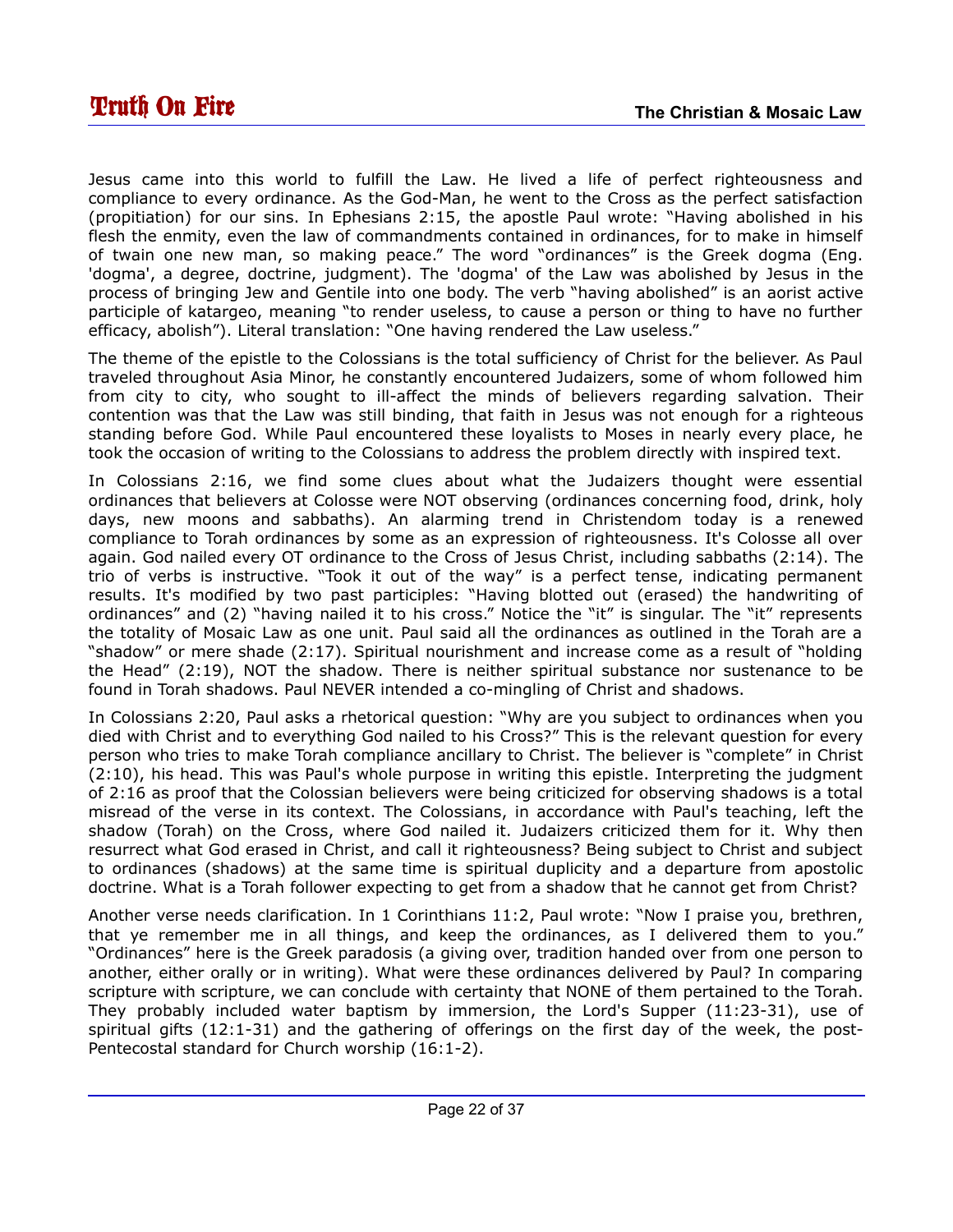Jesus came into this world to fulfill the Law. He lived a life of perfect righteousness and compliance to every ordinance. As the God-Man, he went to the Cross as the perfect satisfaction (propitiation) for our sins. In Ephesians 2:15, the apostle Paul wrote: "Having abolished in his flesh the enmity, even the law of commandments contained in ordinances, for to make in himself of twain one new man, so making peace." The word "ordinances" is the Greek dogma (Eng. 'dogma', a degree, doctrine, judgment). The 'dogma' of the Law was abolished by Jesus in the process of bringing Jew and Gentile into one body. The verb "having abolished" is an aorist active participle of katargeo, meaning "to render useless, to cause a person or thing to have no further efficacy, abolish"). Literal translation: "One having rendered the Law useless."

The theme of the epistle to the Colossians is the total sufficiency of Christ for the believer. As Paul traveled throughout Asia Minor, he constantly encountered Judaizers, some of whom followed him from city to city, who sought to ill-affect the minds of believers regarding salvation. Their contention was that the Law was still binding, that faith in Jesus was not enough for a righteous standing before God. While Paul encountered these loyalists to Moses in nearly every place, he took the occasion of writing to the Colossians to address the problem directly with inspired text.

In Colossians 2:16, we find some clues about what the Judaizers thought were essential ordinances that believers at Colosse were NOT observing (ordinances concerning food, drink, holy days, new moons and sabbaths). An alarming trend in Christendom today is a renewed compliance to Torah ordinances by some as an expression of righteousness. It's Colosse all over again. God nailed every OT ordinance to the Cross of Jesus Christ, including sabbaths (2:14). The trio of verbs is instructive. "Took it out of the way" is a perfect tense, indicating permanent results. It's modified by two past participles: "Having blotted out (erased) the handwriting of ordinances" and (2) "having nailed it to his cross." Notice the "it" is singular. The "it" represents the totality of Mosaic Law as one unit. Paul said all the ordinances as outlined in the Torah are a "shadow" or mere shade (2:17). Spiritual nourishment and increase come as a result of "holding the Head" (2:19), NOT the shadow. There is neither spiritual substance nor sustenance to be found in Torah shadows. Paul NEVER intended a co-mingling of Christ and shadows.

In Colossians 2:20, Paul asks a rhetorical question: "Why are you subject to ordinances when you died with Christ and to everything God nailed to his Cross?" This is the relevant question for every person who tries to make Torah compliance ancillary to Christ. The believer is "complete" in Christ (2:10), his head. This was Paul's whole purpose in writing this epistle. Interpreting the judgment of 2:16 as proof that the Colossian believers were being criticized for observing shadows is a total misread of the verse in its context. The Colossians, in accordance with Paul's teaching, left the shadow (Torah) on the Cross, where God nailed it. Judaizers criticized them for it. Why then resurrect what God erased in Christ, and call it righteousness? Being subject to Christ and subject to ordinances (shadows) at the same time is spiritual duplicity and a departure from apostolic doctrine. What is a Torah follower expecting to get from a shadow that he cannot get from Christ?

Another verse needs clarification. In 1 Corinthians 11:2, Paul wrote: "Now I praise you, brethren, that ye remember me in all things, and keep the ordinances, as I delivered them to you." "Ordinances" here is the Greek paradosis (a giving over, tradition handed over from one person to another, either orally or in writing). What were these ordinances delivered by Paul? In comparing scripture with scripture, we can conclude with certainty that NONE of them pertained to the Torah. They probably included water baptism by immersion, the Lord's Supper (11:23-31), use of spiritual gifts (12:1-31) and the gathering of offerings on the first day of the week, the post-Pentecostal standard for Church worship (16:1-2).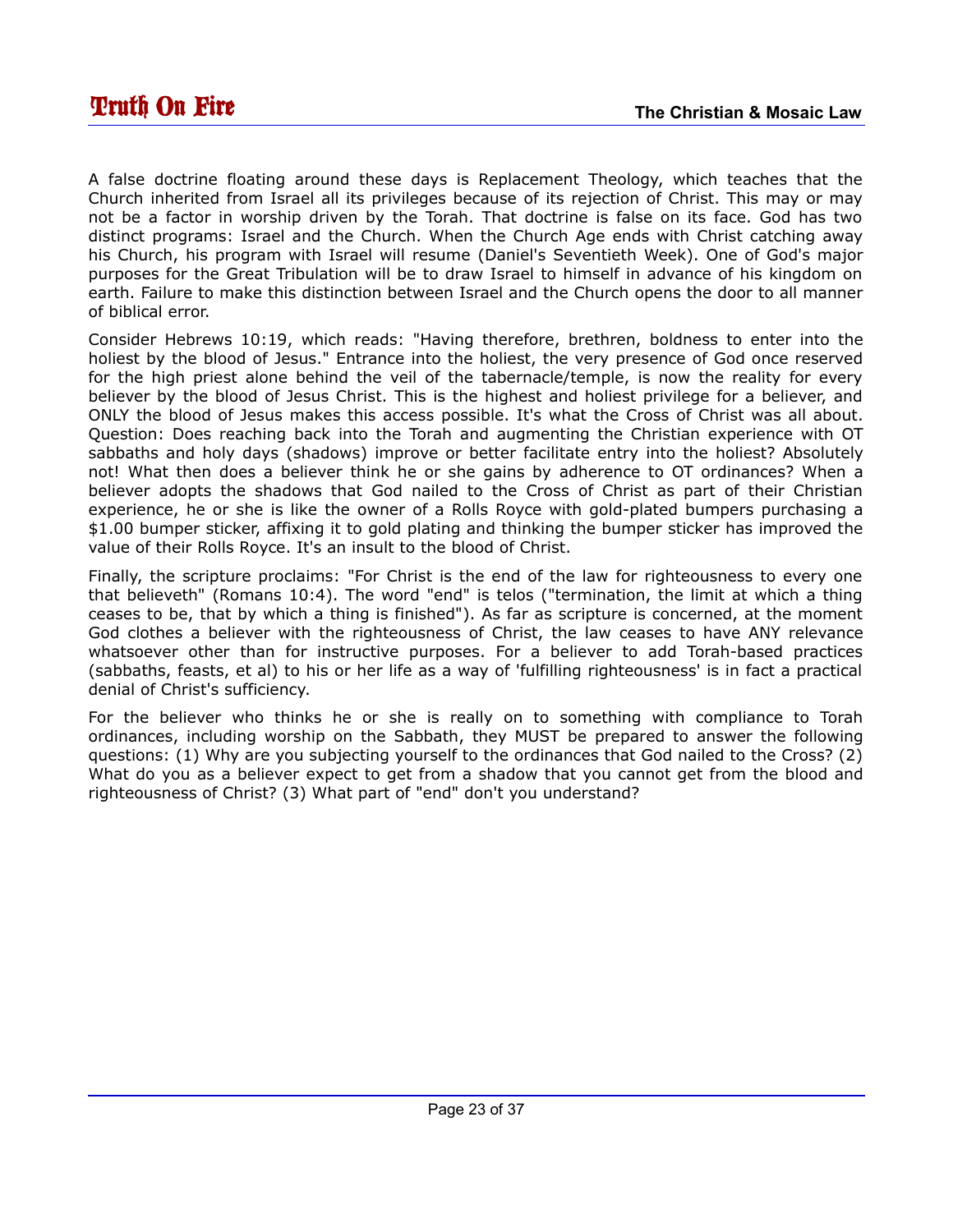A false doctrine floating around these days is Replacement Theology, which teaches that the Church inherited from Israel all its privileges because of its rejection of Christ. This may or may not be a factor in worship driven by the Torah. That doctrine is false on its face. God has two distinct programs: Israel and the Church. When the Church Age ends with Christ catching away his Church, his program with Israel will resume (Daniel's Seventieth Week). One of God's major purposes for the Great Tribulation will be to draw Israel to himself in advance of his kingdom on earth. Failure to make this distinction between Israel and the Church opens the door to all manner of biblical error.

Consider Hebrews 10:19, which reads: "Having therefore, brethren, boldness to enter into the holiest by the blood of Jesus." Entrance into the holiest, the very presence of God once reserved for the high priest alone behind the veil of the tabernacle/temple, is now the reality for every believer by the blood of Jesus Christ. This is the highest and holiest privilege for a believer, and ONLY the blood of Jesus makes this access possible. It's what the Cross of Christ was all about. Question: Does reaching back into the Torah and augmenting the Christian experience with OT sabbaths and holy days (shadows) improve or better facilitate entry into the holiest? Absolutely not! What then does a believer think he or she gains by adherence to OT ordinances? When a believer adopts the shadows that God nailed to the Cross of Christ as part of their Christian experience, he or she is like the owner of a Rolls Royce with gold-plated bumpers purchasing a $1.00 bumper sticker, affixing it to gold plating and thinking the bumper sticker has improved the value of their Rolls Royce. It's an insult to the blood of Christ.

Finally, the scripture proclaims: "For Christ is the end of the law for righteousness to every one that believeth" (Romans 10:4). The word "end" is telos ("termination, the limit at which a thing ceases to be, that by which a thing is finished"). As far as scripture is concerned, at the moment God clothes a believer with the righteousness of Christ, the law ceases to have ANY relevance whatsoever other than for instructive purposes. For a believer to add Torah-based practices (sabbaths, feasts, et al) to his or her life as a way of 'fulfilling righteousness' is in fact a practical denial of Christ's sufficiency.

For the believer who thinks he or she is really on to something with compliance to Torah ordinances, including worship on the Sabbath, they MUST be prepared to answer the following questions: (1) Why are you subjecting yourself to the ordinances that God nailed to the Cross? (2) What do you as a believer expect to get from a shadow that you cannot get from the blood and righteousness of Christ? (3) What part of "end" don't you understand?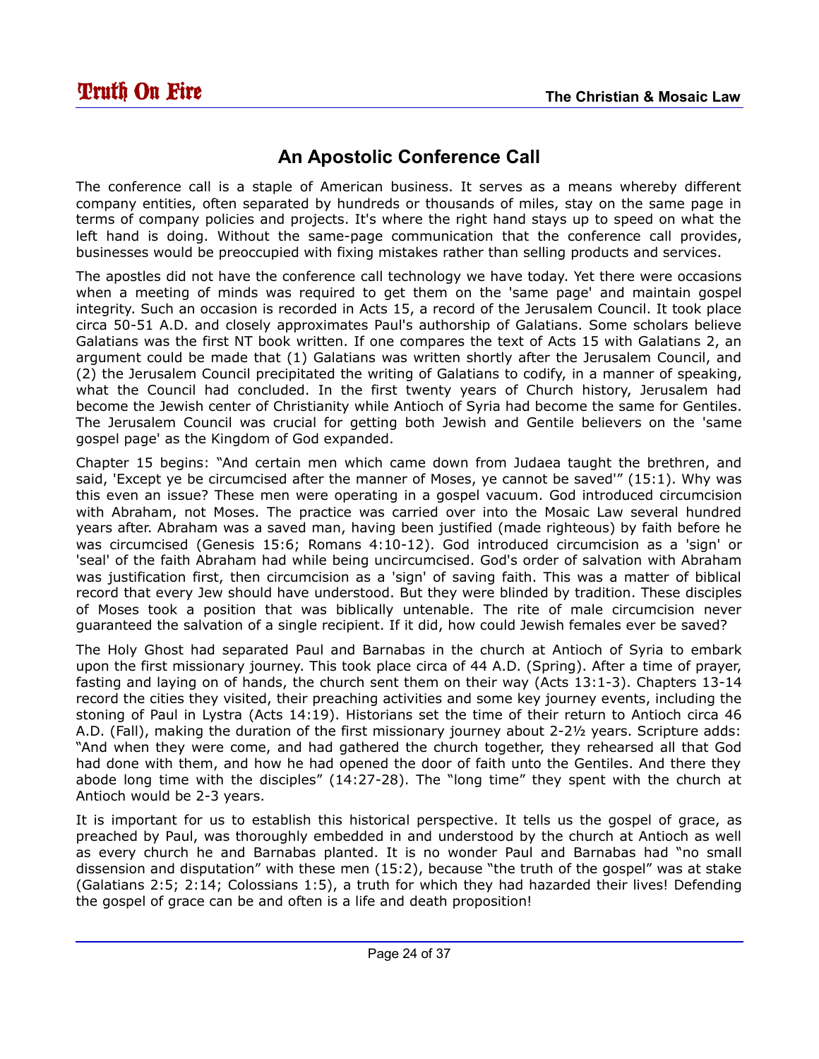## An Apostolic Conference Call

The conference call is a staple of American business. It serves as a means whereby different company entities, often separated by hundreds or thousands of miles, stay on the same page in terms of company policies and projects. It's where the right hand stays up to speed on what the left hand is doing. Without the same-page communication that the conference call provides, businesses would be preoccupied with fixing mistakes rather than selling products and services.

The apostles did not have the conference call technology we have today. Yet there were occasions when a meeting of minds was required to get them on the 'same page' and maintain gospel integrity. Such an occasion is recorded in Acts 15, a record of the Jerusalem Council. It took place circa 50-51 A.D. and closely approximates Paul's authorship of Galatians. Some scholars believe Galatians was the first NT book written. If one compares the text of Acts 15 with Galatians 2, an argument could be made that (1) Galatians was written shortly after the Jerusalem Council, and (2) the Jerusalem Council precipitated the writing of Galatians to codify, in a manner of speaking, what the Council had concluded. In the first twenty years of Church history, Jerusalem had become the Jewish center of Christianity while Antioch of Syria had become the same for Gentiles. The Jerusalem Council was crucial for getting both Jewish and Gentile believers on the 'same gospel page' as the Kingdom of God expanded.

Chapter 15 begins: "And certain men which came down from Judaea taught the brethren, and said, 'Except ye be circumcised after the manner of Moses, ye cannot be saved'" (15:1). Why was this even an issue? These men were operating in a gospel vacuum. God introduced circumcision with Abraham, not Moses. The practice was carried over into the Mosaic Law several hundred years after. Abraham was a saved man, having been justified (made righteous) by faith before he was circumcised (Genesis 15:6; Romans 4:10-12). God introduced circumcision as a 'sign' or 'seal' of the faith Abraham had while being uncircumcised. God's order of salvation with Abraham was justification first, then circumcision as a 'sign' of saving faith. This was a matter of biblical record that every Jew should have understood. But they were blinded by tradition. These disciples of Moses took a position that was biblically untenable. The rite of male circumcision never guaranteed the salvation of a single recipient. If it did, how could Jewish females ever be saved?

The Holy Ghost had separated Paul and Barnabas in the church at Antioch of Syria to embark upon the first missionary journey. This took place circa of 44 A.D. (Spring). After a time of prayer, fasting and laying on of hands, the church sent them on their way (Acts 13:1-3). Chapters 13-14 record the cities they visited, their preaching activities and some key journey events, including the stoning of Paul in Lystra (Acts 14:19). Historians set the time of their return to Antioch circa 46 A.D. (Fall), making the duration of the first missionary journey about 2-2½ years. Scripture adds: "And when they were come, and had gathered the church together, they rehearsed all that God had done with them, and how he had opened the door of faith unto the Gentiles. And there they abode long time with the disciples" (14:27-28). The "long time" they spent with the church at Antioch would be 2-3 years.

It is important for us to establish this historical perspective. It tells us the gospel of grace, as preached by Paul, was thoroughly embedded in and understood by the church at Antioch as well as every church he and Barnabas planted. It is no wonder Paul and Barnabas had "no small dissension and disputation" with these men (15:2), because "the truth of the gospel" was at stake (Galatians 2:5; 2:14; Colossians 1:5), a truth for which they had hazarded their lives! Defending the gospel of grace can be and often is a life and death proposition!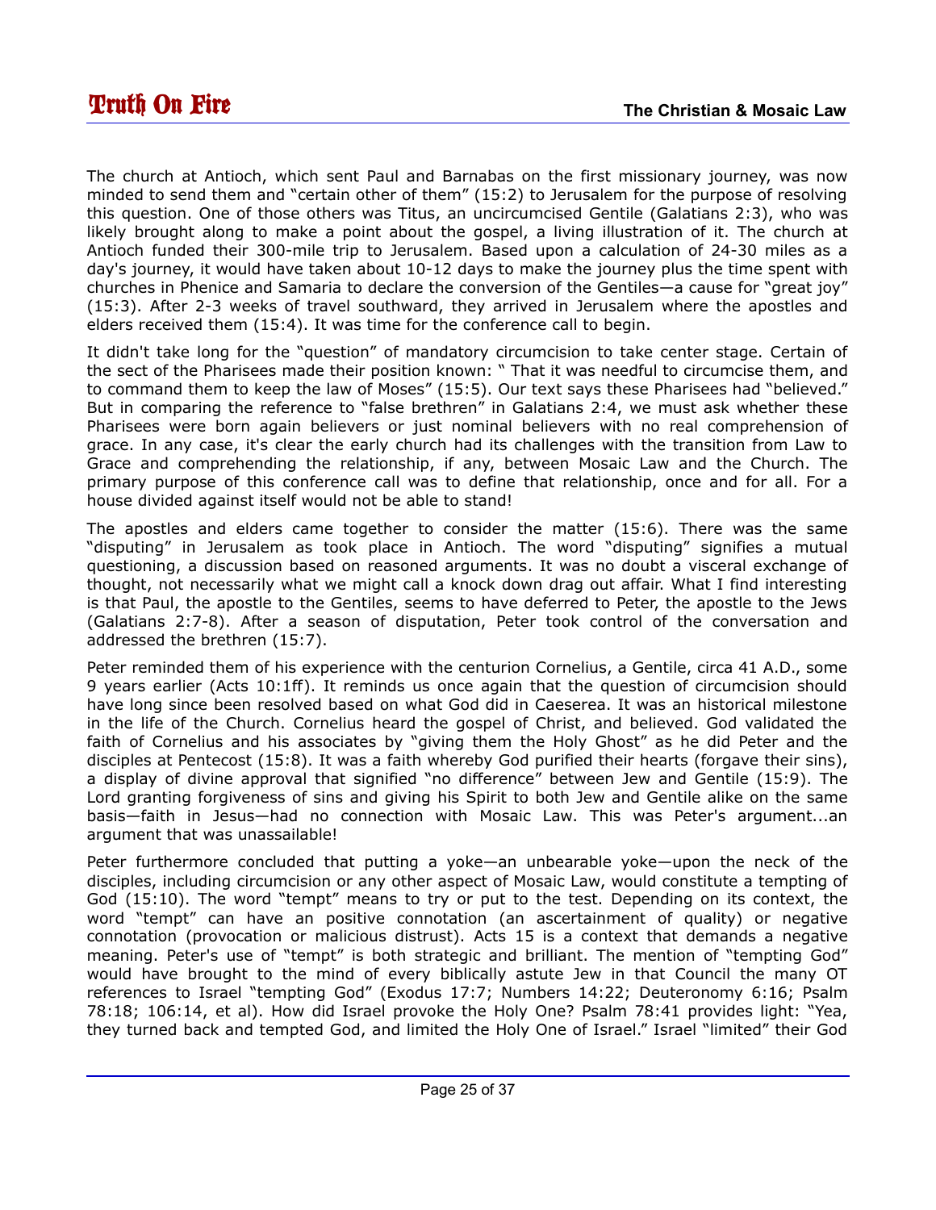The church at Antioch, which sent Paul and Barnabas on the first missionary journey, was now minded to send them and "certain other of them" (15:2) to Jerusalem for the purpose of resolving this question. One of those others was Titus, an uncircumcised Gentile (Galatians 2:3), who was likely brought along to make a point about the gospel, a living illustration of it. The church at Antioch funded their 300-mile trip to Jerusalem. Based upon a calculation of 24-30 miles as a day's journey, it would have taken about 10-12 days to make the journey plus the time spent with churches in Phenice and Samaria to declare the conversion of the Gentiles—a cause for "great joy" (15:3). After 2-3 weeks of travel southward, they arrived in Jerusalem where the apostles and elders received them (15:4). It was time for the conference call to begin.

It didn't take long for the "question" of mandatory circumcision to take center stage. Certain of the sect of the Pharisees made their position known: " That it was needful to circumcise them, and to command them to keep the law of Moses" (15:5). Our text says these Pharisees had "believed." But in comparing the reference to "false brethren" in Galatians 2:4, we must ask whether these Pharisees were born again believers or just nominal believers with no real comprehension of grace. In any case, it's clear the early church had its challenges with the transition from Law to Grace and comprehending the relationship, if any, between Mosaic Law and the Church. The primary purpose of this conference call was to define that relationship, once and for all. For a house divided against itself would not be able to stand!

The apostles and elders came together to consider the matter (15:6). There was the same "disputing" in Jerusalem as took place in Antioch. The word "disputing" signifies a mutual questioning, a discussion based on reasoned arguments. It was no doubt a visceral exchange of thought, not necessarily what we might call a knock down drag out affair. What I find interesting is that Paul, the apostle to the Gentiles, seems to have deferred to Peter, the apostle to the Jews (Galatians 2:7-8). After a season of disputation, Peter took control of the conversation and addressed the brethren (15:7).

Peter reminded them of his experience with the centurion Cornelius, a Gentile, circa 41 A.D., some 9 years earlier (Acts 10:1ff). It reminds us once again that the question of circumcision should have long since been resolved based on what God did in Caeserea. It was an historical milestone in the life of the Church. Cornelius heard the gospel of Christ, and believed. God validated the faith of Cornelius and his associates by "giving them the Holy Ghost" as he did Peter and the disciples at Pentecost (15:8). It was a faith whereby God purified their hearts (forgave their sins), a display of divine approval that signified "no difference" between Jew and Gentile (15:9). The Lord granting forgiveness of sins and giving his Spirit to both Jew and Gentile alike on the same basis—faith in Jesus—had no connection with Mosaic Law. This was Peter's argument...an argument that was unassailable!

Peter furthermore concluded that putting a yoke—an unbearable yoke—upon the neck of the disciples, including circumcision or any other aspect of Mosaic Law, would constitute a tempting of God (15:10). The word "tempt" means to try or put to the test. Depending on its context, the word "tempt" can have an positive connotation (an ascertainment of quality) or negative connotation (provocation or malicious distrust). Acts 15 is a context that demands a negative meaning. Peter's use of "tempt" is both strategic and brilliant. The mention of "tempting God" would have brought to the mind of every biblically astute Jew in that Council the many OT references to Israel "tempting God" (Exodus 17:7; Numbers 14:22; Deuteronomy 6:16; Psalm 78:18; 106:14, et al). How did Israel provoke the Holy One? Psalm 78:41 provides light: "Yea, they turned back and tempted God, and limited the Holy One of Israel." Israel "limited" their God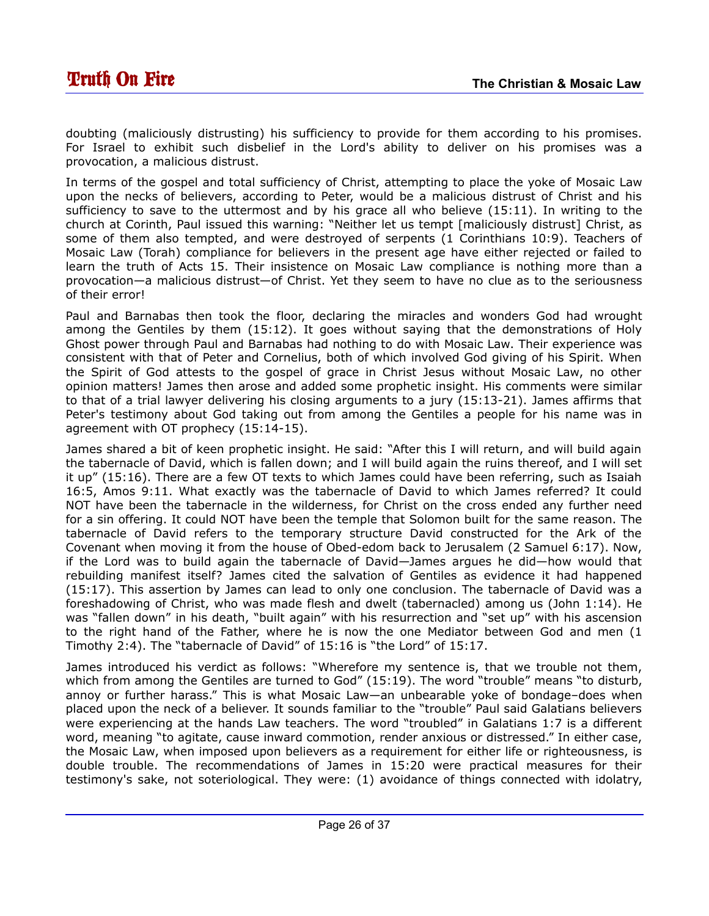doubting (maliciously distrusting) his sufficiency to provide for them according to his promises. For Israel to exhibit such disbelief in the Lord's ability to deliver on his promises was a provocation, a malicious distrust.

In terms of the gospel and total sufficiency of Christ, attempting to place the yoke of Mosaic Law upon the necks of believers, according to Peter, would be a malicious distrust of Christ and his sufficiency to save to the uttermost and by his grace all who believe (15:11). In writing to the church at Corinth, Paul issued this warning: "Neither let us tempt [maliciously distrust] Christ, as some of them also tempted, and were destroyed of serpents (1 Corinthians 10:9). Teachers of Mosaic Law (Torah) compliance for believers in the present age have either rejected or failed to learn the truth of Acts 15. Their insistence on Mosaic Law compliance is nothing more than a provocation—a malicious distrust—of Christ. Yet they seem to have no clue as to the seriousness of their error!

Paul and Barnabas then took the floor, declaring the miracles and wonders God had wrought among the Gentiles by them (15:12). It goes without saying that the demonstrations of Holy Ghost power through Paul and Barnabas had nothing to do with Mosaic Law. Their experience was consistent with that of Peter and Cornelius, both of which involved God giving of his Spirit. When the Spirit of God attests to the gospel of grace in Christ Jesus without Mosaic Law, no other opinion matters! James then arose and added some prophetic insight. His comments were similar to that of a trial lawyer delivering his closing arguments to a jury (15:13-21). James affirms that Peter's testimony about God taking out from among the Gentiles a people for his name was in agreement with OT prophecy (15:14-15).

James shared a bit of keen prophetic insight. He said: "After this I will return, and will build again the tabernacle of David, which is fallen down; and I will build again the ruins thereof, and I will set it up" (15:16). There are a few OT texts to which James could have been referring, such as Isaiah 16:5, Amos 9:11. What exactly was the tabernacle of David to which James referred? It could NOT have been the tabernacle in the wilderness, for Christ on the cross ended any further need for a sin offering. It could NOT have been the temple that Solomon built for the same reason. The tabernacle of David refers to the temporary structure David constructed for the Ark of the Covenant when moving it from the house of Obed-edom back to Jerusalem (2 Samuel 6:17). Now, if the Lord was to build again the tabernacle of David—James argues he did—how would that rebuilding manifest itself? James cited the salvation of Gentiles as evidence it had happened (15:17). This assertion by James can lead to only one conclusion. The tabernacle of David was a foreshadowing of Christ, who was made flesh and dwelt (tabernacled) among us (John 1:14). He was "fallen down" in his death, "built again" with his resurrection and "set up" with his ascension to the right hand of the Father, where he is now the one Mediator between God and men (1 Timothy 2:4). The "tabernacle of David" of 15:16 is "the Lord" of 15:17.

James introduced his verdict as follows: "Wherefore my sentence is, that we trouble not them, which from among the Gentiles are turned to God" (15:19). The word "trouble" means "to disturb, annoy or further harass." This is what Mosaic Law—an unbearable yoke of bondage–does when placed upon the neck of a believer. It sounds familiar to the "trouble" Paul said Galatians believers were experiencing at the hands Law teachers. The word "troubled" in Galatians 1:7 is a different word, meaning "to agitate, cause inward commotion, render anxious or distressed." In either case, the Mosaic Law, when imposed upon believers as a requirement for either life or righteousness, is double trouble. The recommendations of James in 15:20 were practical measures for their testimony's sake, not soteriological. They were: (1) avoidance of things connected with idolatry,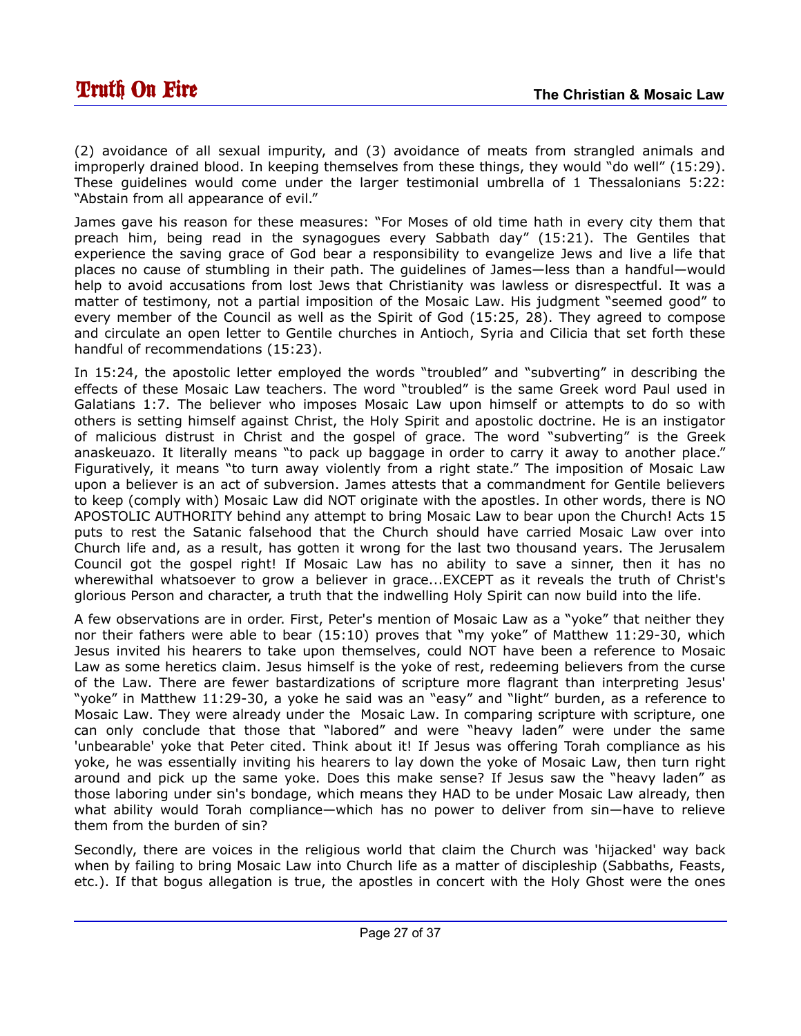(2) avoidance of all sexual impurity, and (3) avoidance of meats from strangled animals and improperly drained blood. In keeping themselves from these things, they would "do well" (15:29). These guidelines would come under the larger testimonial umbrella of 1 Thessalonians 5:22: "Abstain from all appearance of evil."

James gave his reason for these measures: "For Moses of old time hath in every city them that preach him, being read in the synagogues every Sabbath day" (15:21). The Gentiles that experience the saving grace of God bear a responsibility to evangelize Jews and live a life that places no cause of stumbling in their path. The guidelines of James—less than a handful—would help to avoid accusations from lost Jews that Christianity was lawless or disrespectful. It was a matter of testimony, not a partial imposition of the Mosaic Law. His judgment "seemed good" to every member of the Council as well as the Spirit of God (15:25, 28). They agreed to compose and circulate an open letter to Gentile churches in Antioch, Syria and Cilicia that set forth these handful of recommendations (15:23).

In 15:24, the apostolic letter employed the words "troubled" and "subverting" in describing the effects of these Mosaic Law teachers. The word "troubled" is the same Greek word Paul used in Galatians 1:7. The believer who imposes Mosaic Law upon himself or attempts to do so with others is setting himself against Christ, the Holy Spirit and apostolic doctrine. He is an instigator of malicious distrust in Christ and the gospel of grace. The word "subverting" is the Greek anaskeuazo. It literally means "to pack up baggage in order to carry it away to another place." Figuratively, it means "to turn away violently from a right state." The imposition of Mosaic Law upon a believer is an act of subversion. James attests that a commandment for Gentile believers to keep (comply with) Mosaic Law did NOT originate with the apostles. In other words, there is NO APOSTOLIC AUTHORITY behind any attempt to bring Mosaic Law to bear upon the Church! Acts 15 puts to rest the Satanic falsehood that the Church should have carried Mosaic Law over into Church life and, as a result, has gotten it wrong for the last two thousand years. The Jerusalem Council got the gospel right! If Mosaic Law has no ability to save a sinner, then it has no wherewithal whatsoever to grow a believer in grace...EXCEPT as it reveals the truth of Christ's glorious Person and character, a truth that the indwelling Holy Spirit can now build into the life.

A few observations are in order. First, Peter's mention of Mosaic Law as a "yoke" that neither they nor their fathers were able to bear (15:10) proves that "my yoke" of Matthew 11:29-30, which Jesus invited his hearers to take upon themselves, could NOT have been a reference to Mosaic Law as some heretics claim. Jesus himself is the yoke of rest, redeeming believers from the curse of the Law. There are fewer bastardizations of scripture more flagrant than interpreting Jesus' "yoke" in Matthew 11:29-30, a yoke he said was an "easy" and "light" burden, as a reference to Mosaic Law. They were already under the Mosaic Law. In comparing scripture with scripture, one can only conclude that those that "labored" and were "heavy laden" were under the same 'unbearable' yoke that Peter cited. Think about it! If Jesus was offering Torah compliance as his yoke, he was essentially inviting his hearers to lay down the yoke of Mosaic Law, then turn right around and pick up the same yoke. Does this make sense? If Jesus saw the "heavy laden" as those laboring under sin's bondage, which means they HAD to be under Mosaic Law already, then what ability would Torah compliance—which has no power to deliver from sin—have to relieve them from the burden of sin?

Secondly, there are voices in the religious world that claim the Church was 'hijacked' way back when by failing to bring Mosaic Law into Church life as a matter of discipleship (Sabbaths, Feasts, etc.). If that bogus allegation is true, the apostles in concert with the Holy Ghost were the ones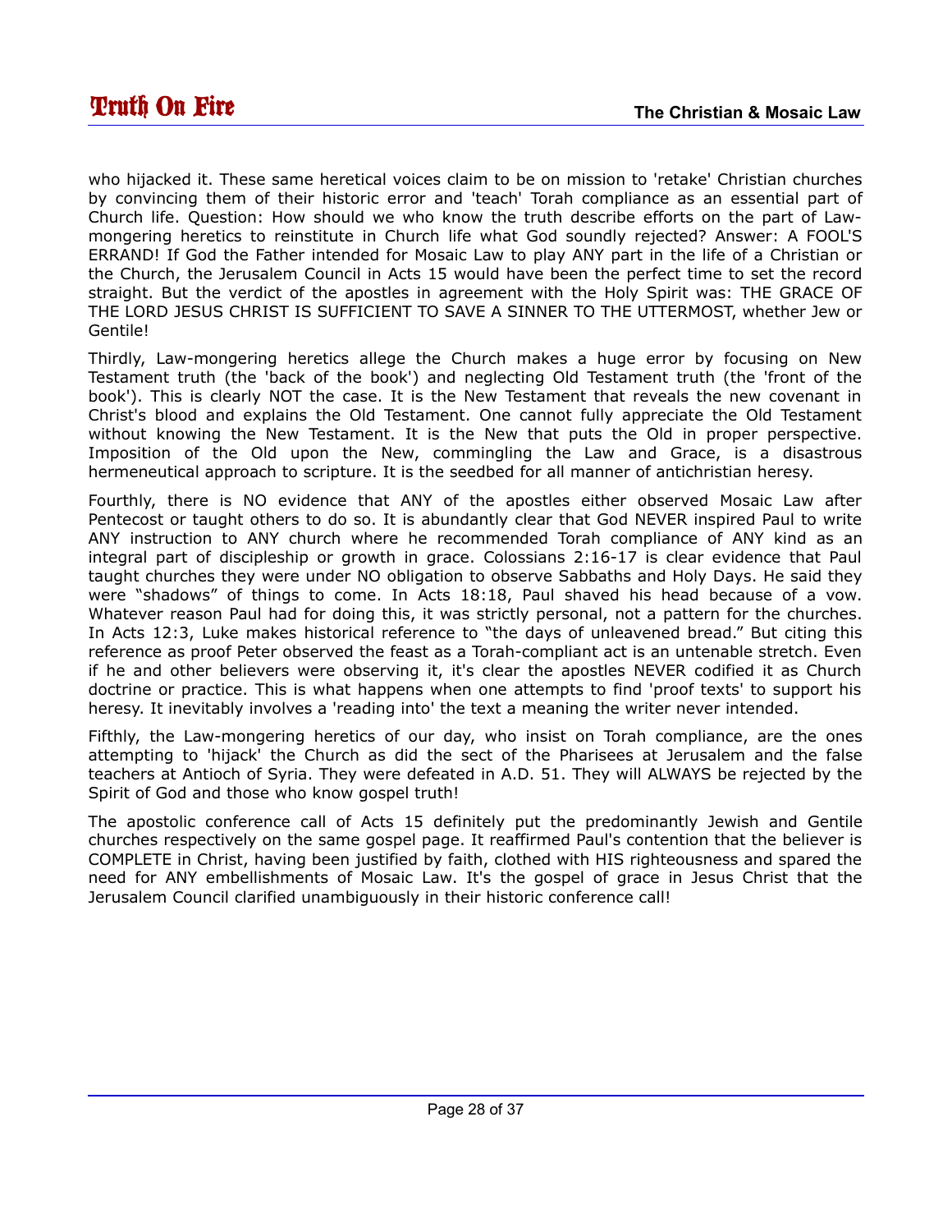who hijacked it. These same heretical voices claim to be on mission to 'retake' Christian churches by convincing them of their historic error and 'teach' Torah compliance as an essential part of Church life. Question: How should we who know the truth describe efforts on the part of Law-mongering heretics to reinstitute in Church life what God soundly rejected? Answer: A FOOL'S ERRAND! If God the Father intended for Mosaic Law to play ANY part in the life of a Christian or the Church, the Jerusalem Council in Acts 15 would have been the perfect time to set the record straight. But the verdict of the apostles in agreement with the Holy Spirit was: THE GRACE OF THE LORD JESUS CHRIST IS SUFFICIENT TO SAVE A SINNER TO THE UTTERMOST, whether Jew or Gentile!

Thirdly, Law-mongering heretics allege the Church makes a huge error by focusing on New Testament truth (the 'back of the book') and neglecting Old Testament truth (the 'front of the book'). This is clearly NOT the case. It is the New Testament that reveals the new covenant in Christ's blood and explains the Old Testament. One cannot fully appreciate the Old Testament without knowing the New Testament. It is the New that puts the Old in proper perspective. Imposition of the Old upon the New, commingling the Law and Grace, is a disastrous hermeneutical approach to scripture. It is the seedbed for all manner of antichristian heresy.

Fourthly, there is NO evidence that ANY of the apostles either observed Mosaic Law after Pentecost or taught others to do so. It is abundantly clear that God NEVER inspired Paul to write ANY instruction to ANY church where he recommended Torah compliance of ANY kind as an integral part of discipleship or growth in grace. Colossians 2:16-17 is clear evidence that Paul taught churches they were under NO obligation to observe Sabbaths and Holy Days. He said they were "shadows" of things to come. In Acts 18:18, Paul shaved his head because of a vow. Whatever reason Paul had for doing this, it was strictly personal, not a pattern for the churches. In Acts 12:3, Luke makes historical reference to "the days of unleavened bread." But citing this reference as proof Peter observed the feast as a Torah-compliant act is an untenable stretch. Even if he and other believers were observing it, it's clear the apostles NEVER codified it as Church doctrine or practice. This is what happens when one attempts to find 'proof texts' to support his heresy. It inevitably involves a 'reading into' the text a meaning the writer never intended.

Fifthly, the Law-mongering heretics of our day, who insist on Torah compliance, are the ones attempting to 'hijack' the Church as did the sect of the Pharisees at Jerusalem and the false teachers at Antioch of Syria. They were defeated in A.D. 51. They will ALWAYS be rejected by the Spirit of God and those who know gospel truth!

The apostolic conference call of Acts 15 definitely put the predominantly Jewish and Gentile churches respectively on the same gospel page. It reaffirmed Paul's contention that the believer is COMPLETE in Christ, having been justified by faith, clothed with HIS righteousness and spared the need for ANY embellishments of Mosaic Law. It's the gospel of grace in Jesus Christ that the Jerusalem Council clarified unambiguously in their historic conference call!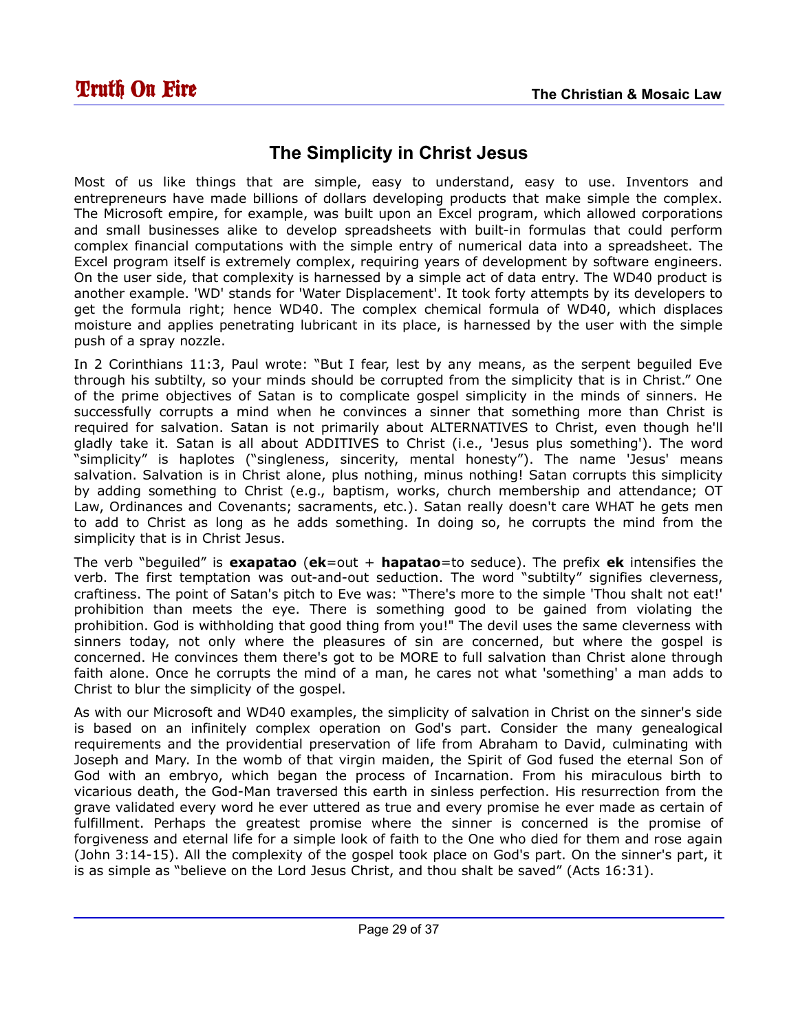## The Simplicity in Christ Jesus

Most of us like things that are simple, easy to understand, easy to use. Inventors and entrepreneurs have made billions of dollars developing products that make simple the complex. The Microsoft empire, for example, was built upon an Excel program, which allowed corporations and small businesses alike to develop spreadsheets with built-in formulas that could perform complex financial computations with the simple entry of numerical data into a spreadsheet. The Excel program itself is extremely complex, requiring years of development by software engineers. On the user side, that complexity is harnessed by a simple act of data entry. The WD40 product is another example. 'WD' stands for 'Water Displacement'. It took forty attempts by its developers to get the formula right; hence WD40. The complex chemical formula of WD40, which displaces moisture and applies penetrating lubricant in its place, is harnessed by the user with the simple push of a spray nozzle.

In 2 Corinthians 11:3, Paul wrote: "But I fear, lest by any means, as the serpent beguiled Eve through his subtilty, so your minds should be corrupted from the simplicity that is in Christ." One of the prime objectives of Satan is to complicate gospel simplicity in the minds of sinners. He successfully corrupts a mind when he convinces a sinner that something more than Christ is required for salvation. Satan is not primarily about ALTERNATIVES to Christ, even though he'll gladly take it. Satan is all about ADDITIVES to Christ (i.e., 'Jesus plus something'). The word "simplicity" is haplotes ("singleness, sincerity, mental honesty"). The name 'Jesus' means salvation. Salvation is in Christ alone, plus nothing, minus nothing! Satan corrupts this simplicity by adding something to Christ (e.g., baptism, works, church membership and attendance; OT Law, Ordinances and Covenants; sacraments, etc.). Satan really doesn't care WHAT he gets men to add to Christ as long as he adds something. In doing so, he corrupts the mind from the simplicity that is in Christ Jesus.

The verb "beguiled" is **exapatao** (**ek**=out + **hapatao**=to seduce). The prefix **ek** intensifies the verb. The first temptation was out-and-out seduction. The word "subtilty" signifies cleverness, craftiness. The point of Satan's pitch to Eve was: "There's more to the simple 'Thou shalt not eat!' prohibition than meets the eye. There is something good to be gained from violating the prohibition. God is withholding that good thing from you!" The devil uses the same cleverness with sinners today, not only where the pleasures of sin are concerned, but where the gospel is concerned. He convinces them there's got to be MORE to full salvation than Christ alone through faith alone. Once he corrupts the mind of a man, he cares not what 'something' a man adds to Christ to blur the simplicity of the gospel.

As with our Microsoft and WD40 examples, the simplicity of salvation in Christ on the sinner's side is based on an infinitely complex operation on God's part. Consider the many genealogical requirements and the providential preservation of life from Abraham to David, culminating with Joseph and Mary. In the womb of that virgin maiden, the Spirit of God fused the eternal Son of God with an embryo, which began the process of Incarnation. From his miraculous birth to vicarious death, the God-Man traversed this earth in sinless perfection. His resurrection from the grave validated every word he ever uttered as true and every promise he ever made as certain of fulfillment. Perhaps the greatest promise where the sinner is concerned is the promise of forgiveness and eternal life for a simple look of faith to the One who died for them and rose again (John 3:14-15). All the complexity of the gospel took place on God's part. On the sinner's part, it is as simple as "believe on the Lord Jesus Christ, and thou shalt be saved" (Acts 16:31).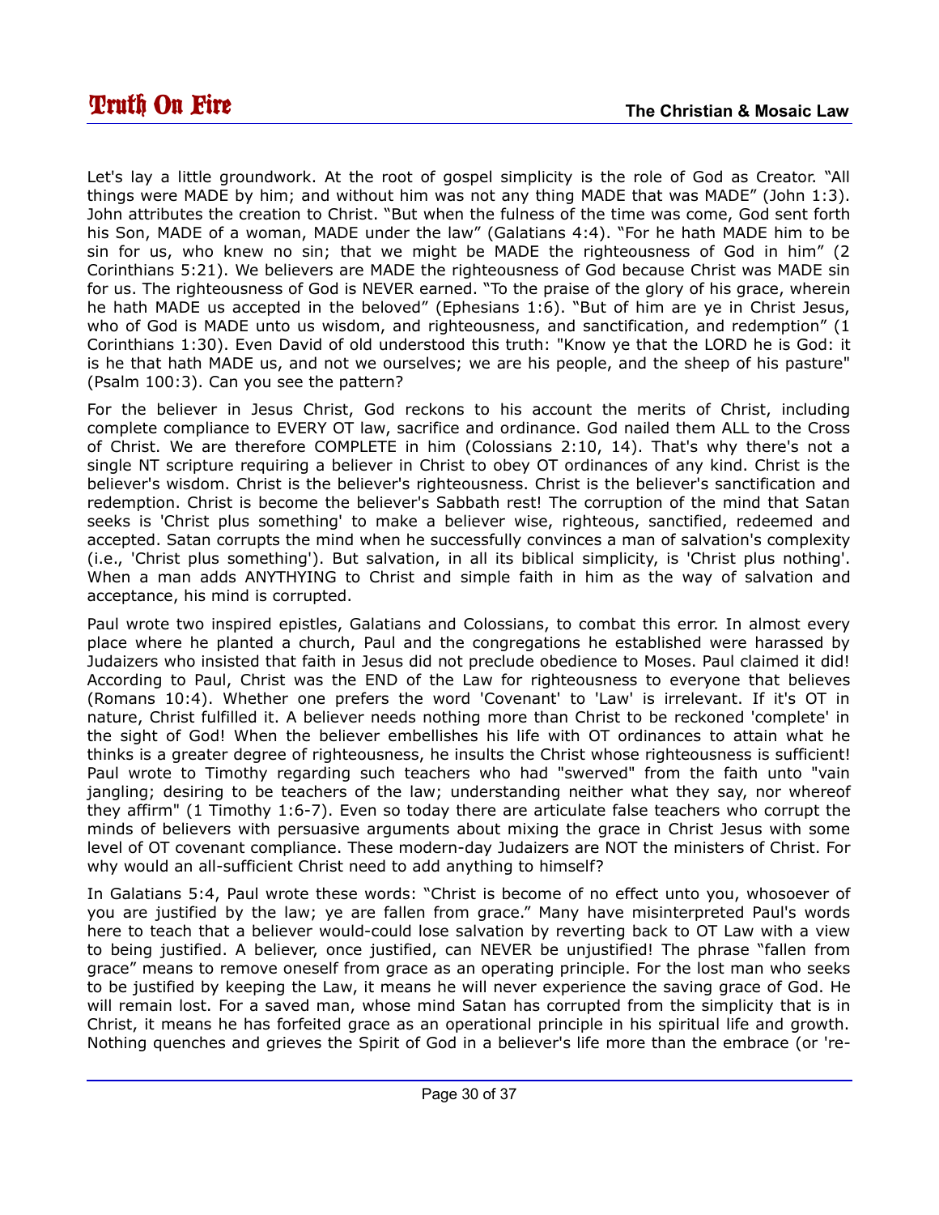Let's lay a little groundwork. At the root of gospel simplicity is the role of God as Creator. “All things were MADE by him; and without him was not any thing MADE that was MADE” (John 1:3). John attributes the creation to Christ. “But when the fulness of the time was come, God sent forth his Son, MADE of a woman, MADE under the law” (Galatians 4:4). “For he hath MADE him to be sin for us, who knew no sin; that we might be MADE the righteousness of God in him” (2 Corinthians 5:21). We believers are MADE the righteousness of God because Christ was MADE sin for us. The righteousness of God is NEVER earned. “To the praise of the glory of his grace, wherein he hath MADE us accepted in the beloved” (Ephesians 1:6). “But of him are ye in Christ Jesus, who of God is MADE unto us wisdom, and righteousness, and sanctification, and redemption” (1 Corinthians 1:30). Even David of old understood this truth: "Know ye that the LORD he is God: it is he that hath MADE us, and not we ourselves; we are his people, and the sheep of his pasture" (Psalm 100:3). Can you see the pattern?

For the believer in Jesus Christ, God reckons to his account the merits of Christ, including complete compliance to EVERY OT law, sacrifice and ordinance. God nailed them ALL to the Cross of Christ. We are therefore COMPLETE in him (Colossians 2:10, 14). That's why there's not a single NT scripture requiring a believer in Christ to obey OT ordinances of any kind. Christ is the believer's wisdom. Christ is the believer's righteousness. Christ is the believer's sanctification and redemption. Christ is become the believer's Sabbath rest! The corruption of the mind that Satan seeks is 'Christ plus something' to make a believer wise, righteous, sanctified, redeemed and accepted. Satan corrupts the mind when he successfully convinces a man of salvation's complexity (i.e., 'Christ plus something'). But salvation, in all its biblical simplicity, is 'Christ plus nothing'. When a man adds ANYTHYING to Christ and simple faith in him as the way of salvation and acceptance, his mind is corrupted.

Paul wrote two inspired epistles, Galatians and Colossians, to combat this error. In almost every place where he planted a church, Paul and the congregations he established were harassed by Judaizers who insisted that faith in Jesus did not preclude obedience to Moses. Paul claimed it did! According to Paul, Christ was the END of the Law for righteousness to everyone that believes (Romans 10:4). Whether one prefers the word 'Covenant' to 'Law' is irrelevant. If it's OT in nature, Christ fulfilled it. A believer needs nothing more than Christ to be reckoned 'complete' in the sight of God! When the believer embellishes his life with OT ordinances to attain what he thinks is a greater degree of righteousness, he insults the Christ whose righteousness is sufficient! Paul wrote to Timothy regarding such teachers who had "swerved" from the faith unto "vain jangling; desiring to be teachers of the law; understanding neither what they say, nor whereof they affirm" (1 Timothy 1:6-7). Even so today there are articulate false teachers who corrupt the minds of believers with persuasive arguments about mixing the grace in Christ Jesus with some level of OT covenant compliance. These modern-day Judaizers are NOT the ministers of Christ. For why would an all-sufficient Christ need to add anything to himself?

In Galatians 5:4, Paul wrote these words: “Christ is become of no effect unto you, whosoever of you are justified by the law; ye are fallen from grace.” Many have misinterpreted Paul's words here to teach that a believer would-could lose salvation by reverting back to OT Law with a view to being justified. A believer, once justified, can NEVER be unjustified! The phrase “fallen from grace” means to remove oneself from grace as an operating principle. For the lost man who seeks to be justified by keeping the Law, it means he will never experience the saving grace of God. He will remain lost. For a saved man, whose mind Satan has corrupted from the simplicity that is in Christ, it means he has forfeited grace as an operational principle in his spiritual life and growth. Nothing quenches and grieves the Spirit of God in a believer's life more than the embrace (or 're-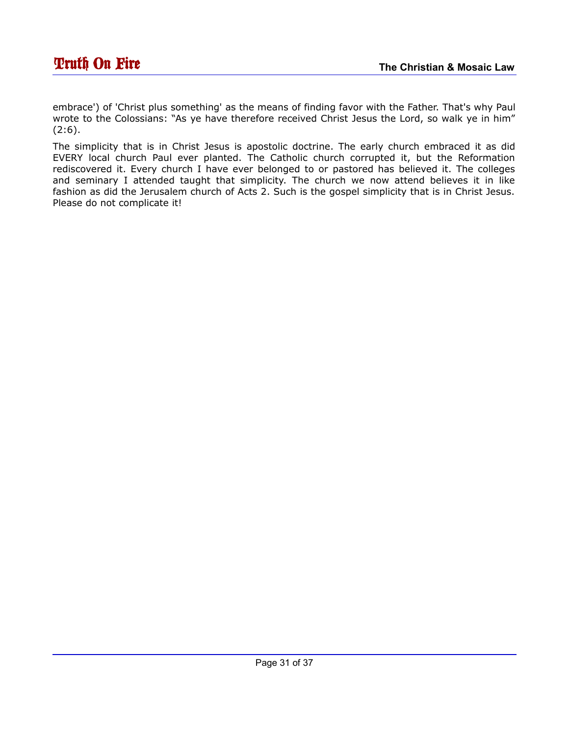embrace') of 'Christ plus something' as the means of finding favor with the Father. That's why Paul wrote to the Colossians: “As ye have therefore received Christ Jesus the Lord, so walk ye in him” (2:6).

The simplicity that is in Christ Jesus is apostolic doctrine. The early church embraced it as did EVERY local church Paul ever planted. The Catholic church corrupted it, but the Reformation rediscovered it. Every church I have ever belonged to or pastored has believed it. The colleges and seminary I attended taught that simplicity. The church we now attend believes it in like fashion as did the Jerusalem church of Acts 2. Such is the gospel simplicity that is in Christ Jesus. Please do not complicate it!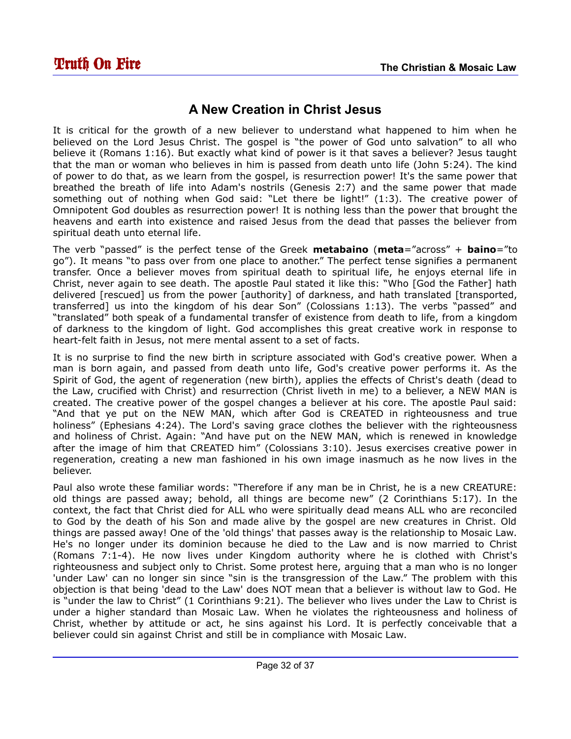## A New Creation in Christ Jesus

It is critical for the growth of a new believer to understand what happened to him when he believed on the Lord Jesus Christ. The gospel is "the power of God unto salvation" to all who believe it (Romans 1:16). But exactly what kind of power is it that saves a believer? Jesus taught that the man or woman who believes in him is passed from death unto life (John 5:24). The kind of power to do that, as we learn from the gospel, is resurrection power! It's the same power that breathed the breath of life into Adam's nostrils (Genesis 2:7) and the same power that made something out of nothing when God said: "Let there be light!" (1:3). The creative power of Omnipotent God doubles as resurrection power! It is nothing less than the power that brought the heavens and earth into existence and raised Jesus from the dead that passes the believer from spiritual death unto eternal life.

The verb "passed" is the perfect tense of the Greek **metabaino** (**meta**="across" + **baino**="to go"). It means "to pass over from one place to another." The perfect tense signifies a permanent transfer. Once a believer moves from spiritual death to spiritual life, he enjoys eternal life in Christ, never again to see death. The apostle Paul stated it like this: "Who [God the Father] hath delivered [rescued] us from the power [authority] of darkness, and hath translated [transported, transferred] us into the kingdom of his dear Son" (Colossians 1:13). The verbs "passed" and "translated" both speak of a fundamental transfer of existence from death to life, from a kingdom of darkness to the kingdom of light. God accomplishes this great creative work in response to heart-felt faith in Jesus, not mere mental assent to a set of facts.

It is no surprise to find the new birth in scripture associated with God's creative power. When a man is born again, and passed from death unto life, God's creative power performs it. As the Spirit of God, the agent of regeneration (new birth), applies the effects of Christ's death (dead to the Law, crucified with Christ) and resurrection (Christ liveth in me) to a believer, a NEW MAN is created. The creative power of the gospel changes a believer at his core. The apostle Paul said: "And that ye put on the NEW MAN, which after God is CREATED in righteousness and true holiness" (Ephesians 4:24). The Lord's saving grace clothes the believer with the righteousness and holiness of Christ. Again: "And have put on the NEW MAN, which is renewed in knowledge after the image of him that CREATED him" (Colossians 3:10). Jesus exercises creative power in regeneration, creating a new man fashioned in his own image inasmuch as he now lives in the believer.

Paul also wrote these familiar words: "Therefore if any man be in Christ, he is a new CREATURE: old things are passed away; behold, all things are become new" (2 Corinthians 5:17). In the context, the fact that Christ died for ALL who were spiritually dead means ALL who are reconciled to God by the death of his Son and made alive by the gospel are new creatures in Christ. Old things are passed away! One of the 'old things' that passes away is the relationship to Mosaic Law. He's no longer under its dominion because he died to the Law and is now married to Christ (Romans 7:1-4). He now lives under Kingdom authority where he is clothed with Christ's righteousness and subject only to Christ. Some protest here, arguing that a man who is no longer 'under Law' can no longer sin since "sin is the transgression of the Law." The problem with this objection is that being 'dead to the Law' does NOT mean that a believer is without law to God. He is "under the law to Christ" (1 Corinthians 9:21). The believer who lives under the Law to Christ is under a higher standard than Mosaic Law. When he violates the righteousness and holiness of Christ, whether by attitude or act, he sins against his Lord. It is perfectly conceivable that a believer could sin against Christ and still be in compliance with Mosaic Law.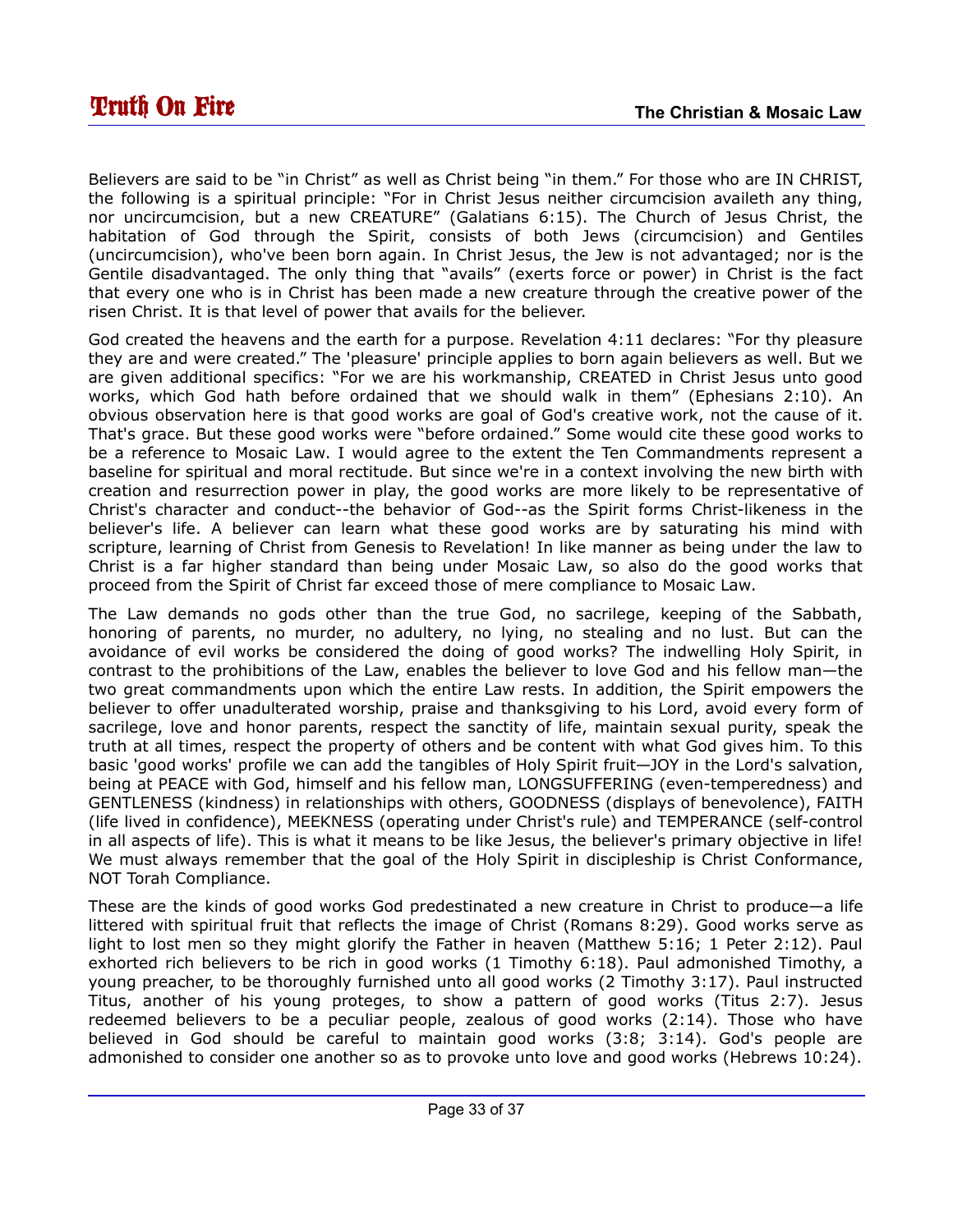Believers are said to be "in Christ" as well as Christ being "in them." For those who are IN CHRIST, the following is a spiritual principle: "For in Christ Jesus neither circumcision availeth any thing, nor uncircumcision, but a new CREATURE" (Galatians 6:15). The Church of Jesus Christ, the habitation of God through the Spirit, consists of both Jews (circumcision) and Gentiles (uncircumcision), who've been born again. In Christ Jesus, the Jew is not advantaged; nor is the Gentile disadvantaged. The only thing that "avails" (exerts force or power) in Christ is the fact that every one who is in Christ has been made a new creature through the creative power of the risen Christ. It is that level of power that avails for the believer.

God created the heavens and the earth for a purpose. Revelation 4:11 declares: "For thy pleasure they are and were created." The 'pleasure' principle applies to born again believers as well. But we are given additional specifics: "For we are his workmanship, CREATED in Christ Jesus unto good works, which God hath before ordained that we should walk in them" (Ephesians 2:10). An obvious observation here is that good works are goal of God's creative work, not the cause of it. That's grace. But these good works were "before ordained." Some would cite these good works to be a reference to Mosaic Law. I would agree to the extent the Ten Commandments represent a baseline for spiritual and moral rectitude. But since we're in a context involving the new birth with creation and resurrection power in play, the good works are more likely to be representative of Christ's character and conduct--the behavior of God--as the Spirit forms Christ-likeness in the believer's life. A believer can learn what these good works are by saturating his mind with scripture, learning of Christ from Genesis to Revelation! In like manner as being under the law to Christ is a far higher standard than being under Mosaic Law, so also do the good works that proceed from the Spirit of Christ far exceed those of mere compliance to Mosaic Law.

The Law demands no gods other than the true God, no sacrilege, keeping of the Sabbath, honoring of parents, no murder, no adultery, no lying, no stealing and no lust. But can the avoidance of evil works be considered the doing of good works? The indwelling Holy Spirit, in contrast to the prohibitions of the Law, enables the believer to love God and his fellow man—the two great commandments upon which the entire Law rests. In addition, the Spirit empowers the believer to offer unadulterated worship, praise and thanksgiving to his Lord, avoid every form of sacrilege, love and honor parents, respect the sanctity of life, maintain sexual purity, speak the truth at all times, respect the property of others and be content with what God gives him. To this basic 'good works' profile we can add the tangibles of Holy Spirit fruit—JOY in the Lord's salvation, being at PEACE with God, himself and his fellow man, LONGSUFFERING (even-temperedness) and GENTLENESS (kindness) in relationships with others, GOODNESS (displays of benevolence), FAITH (life lived in confidence), MEEKNESS (operating under Christ's rule) and TEMPERANCE (self-control in all aspects of life). This is what it means to be like Jesus, the believer's primary objective in life! We must always remember that the goal of the Holy Spirit in discipleship is Christ Conformance, NOT Torah Compliance.

These are the kinds of good works God predestinated a new creature in Christ to produce—a life littered with spiritual fruit that reflects the image of Christ (Romans 8:29). Good works serve as light to lost men so they might glorify the Father in heaven (Matthew 5:16; 1 Peter 2:12). Paul exhorted rich believers to be rich in good works (1 Timothy 6:18). Paul admonished Timothy, a young preacher, to be thoroughly furnished unto all good works (2 Timothy 3:17). Paul instructed Titus, another of his young proteges, to show a pattern of good works (Titus 2:7). Jesus redeemed believers to be a peculiar people, zealous of good works (2:14). Those who have believed in God should be careful to maintain good works (3:8; 3:14). God's people are admonished to consider one another so as to provoke unto love and good works (Hebrews 10:24).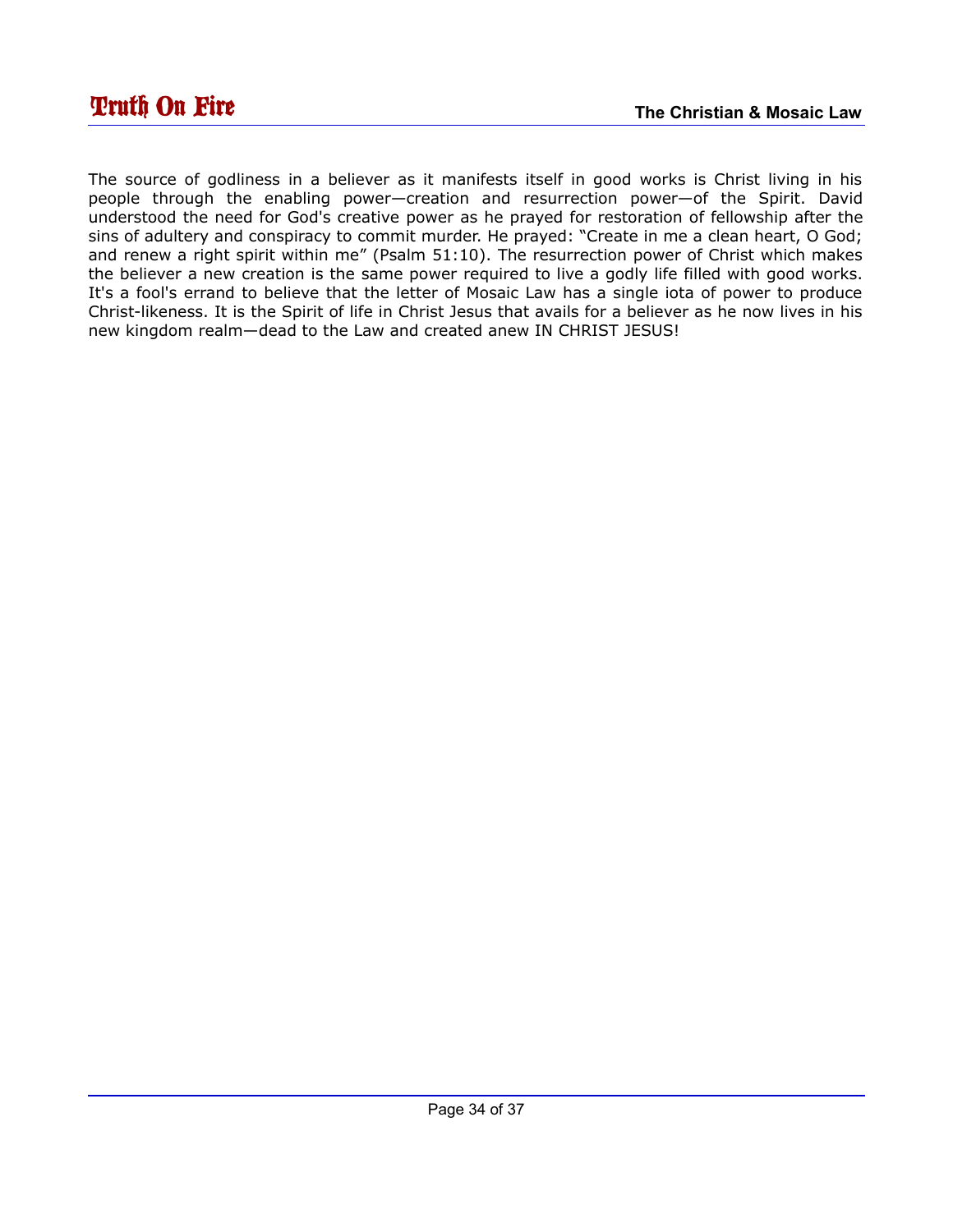The source of godliness in a believer as it manifests itself in good works is Christ living in his people through the enabling power—creation and resurrection power—of the Spirit. David understood the need for God's creative power as he prayed for restoration of fellowship after the sins of adultery and conspiracy to commit murder. He prayed: "Create in me a clean heart, O God; and renew a right spirit within me" (Psalm 51:10). The resurrection power of Christ which makes the believer a new creation is the same power required to live a godly life filled with good works. It's a fool's errand to believe that the letter of Mosaic Law has a single iota of power to produce Christ-likeness. It is the Spirit of life in Christ Jesus that avails for a believer as he now lives in his new kingdom realm—dead to the Law and created anew IN CHRIST JESUS!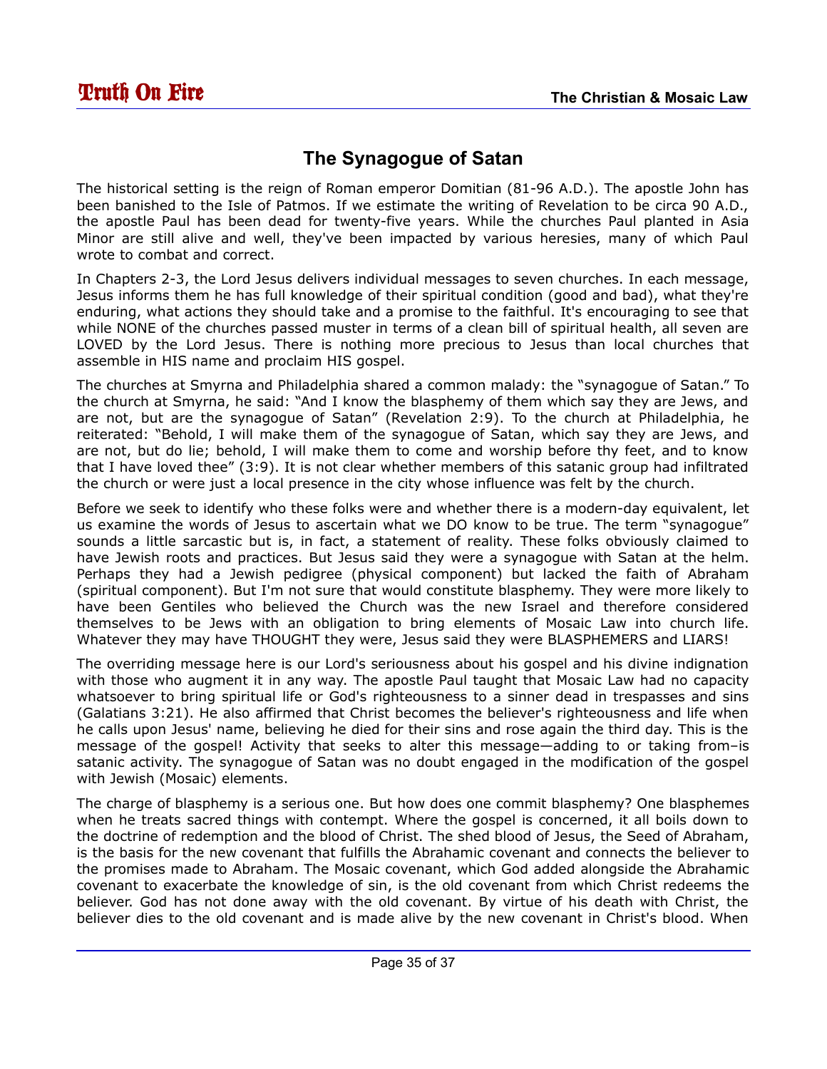## The Synagogue of Satan

The historical setting is the reign of Roman emperor Domitian (81-96 A.D.). The apostle John has been banished to the Isle of Patmos. If we estimate the writing of Revelation to be circa 90 A.D., the apostle Paul has been dead for twenty-five years. While the churches Paul planted in Asia Minor are still alive and well, they've been impacted by various heresies, many of which Paul wrote to combat and correct.

In Chapters 2-3, the Lord Jesus delivers individual messages to seven churches. In each message, Jesus informs them he has full knowledge of their spiritual condition (good and bad), what they're enduring, what actions they should take and a promise to the faithful. It's encouraging to see that while NONE of the churches passed muster in terms of a clean bill of spiritual health, all seven are LOVED by the Lord Jesus. There is nothing more precious to Jesus than local churches that assemble in HIS name and proclaim HIS gospel.

The churches at Smyrna and Philadelphia shared a common malady: the "synagogue of Satan." To the church at Smyrna, he said: "And I know the blasphemy of them which say they are Jews, and are not, but are the synagogue of Satan" (Revelation 2:9). To the church at Philadelphia, he reiterated: "Behold, I will make them of the synagogue of Satan, which say they are Jews, and are not, but do lie; behold, I will make them to come and worship before thy feet, and to know that I have loved thee" (3:9). It is not clear whether members of this satanic group had infiltrated the church or were just a local presence in the city whose influence was felt by the church.

Before we seek to identify who these folks were and whether there is a modern-day equivalent, let us examine the words of Jesus to ascertain what we DO know to be true. The term "synagogue" sounds a little sarcastic but is, in fact, a statement of reality. These folks obviously claimed to have Jewish roots and practices. But Jesus said they were a synagogue with Satan at the helm. Perhaps they had a Jewish pedigree (physical component) but lacked the faith of Abraham (spiritual component). But I'm not sure that would constitute blasphemy. They were more likely to have been Gentiles who believed the Church was the new Israel and therefore considered themselves to be Jews with an obligation to bring elements of Mosaic Law into church life. Whatever they may have THOUGHT they were, Jesus said they were BLASPHEMERS and LIARS!

The overriding message here is our Lord's seriousness about his gospel and his divine indignation with those who augment it in any way. The apostle Paul taught that Mosaic Law had no capacity whatsoever to bring spiritual life or God's righteousness to a sinner dead in trespasses and sins (Galatians 3:21). He also affirmed that Christ becomes the believer's righteousness and life when he calls upon Jesus' name, believing he died for their sins and rose again the third day. This is the message of the gospel! Activity that seeks to alter this message—adding to or taking from–is satanic activity. The synagogue of Satan was no doubt engaged in the modification of the gospel with Jewish (Mosaic) elements.

The charge of blasphemy is a serious one. But how does one commit blasphemy? One blasphemes when he treats sacred things with contempt. Where the gospel is concerned, it all boils down to the doctrine of redemption and the blood of Christ. The shed blood of Jesus, the Seed of Abraham, is the basis for the new covenant that fulfills the Abrahamic covenant and connects the believer to the promises made to Abraham. The Mosaic covenant, which God added alongside the Abrahamic covenant to exacerbate the knowledge of sin, is the old covenant from which Christ redeems the believer. God has not done away with the old covenant. By virtue of his death with Christ, the believer dies to the old covenant and is made alive by the new covenant in Christ's blood. When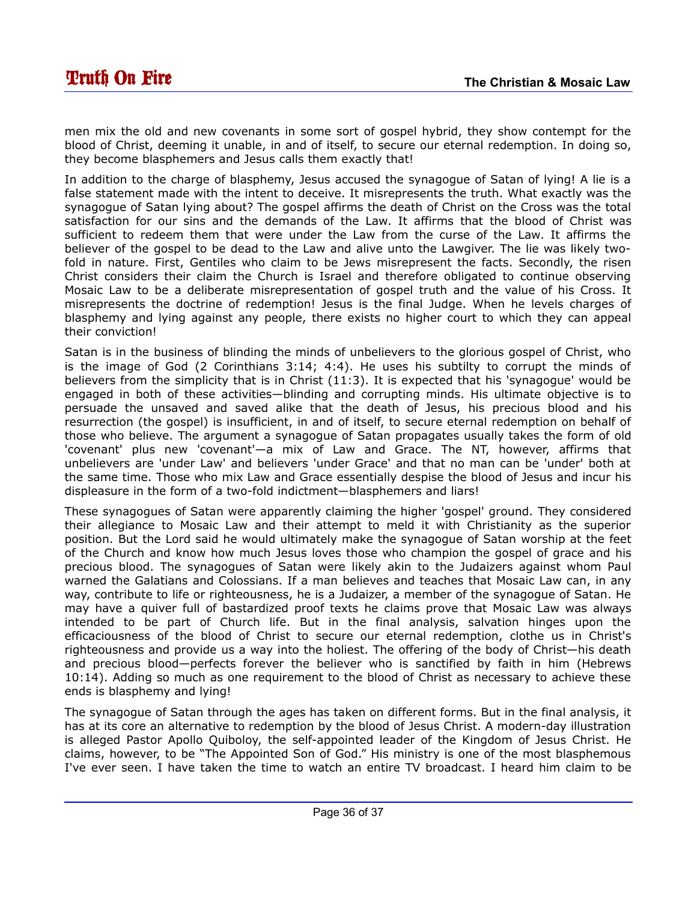men mix the old and new covenants in some sort of gospel hybrid, they show contempt for the blood of Christ, deeming it unable, in and of itself, to secure our eternal redemption. In doing so, they become blasphemers and Jesus calls them exactly that!

In addition to the charge of blasphemy, Jesus accused the synagogue of Satan of lying! A lie is a false statement made with the intent to deceive. It misrepresents the truth. What exactly was the synagogue of Satan lying about? The gospel affirms the death of Christ on the Cross was the total satisfaction for our sins and the demands of the Law. It affirms that the blood of Christ was sufficient to redeem them that were under the Law from the curse of the Law. It affirms the believer of the gospel to be dead to the Law and alive unto the Lawgiver. The lie was likely two-fold in nature. First, Gentiles who claim to be Jews misrepresent the facts. Secondly, the risen Christ considers their claim the Church is Israel and therefore obligated to continue observing Mosaic Law to be a deliberate misrepresentation of gospel truth and the value of his Cross. It misrepresents the doctrine of redemption! Jesus is the final Judge. When he levels charges of blasphemy and lying against any people, there exists no higher court to which they can appeal their conviction!

Satan is in the business of blinding the minds of unbelievers to the glorious gospel of Christ, who is the image of God (2 Corinthians 3:14; 4:4). He uses his subtilty to corrupt the minds of believers from the simplicity that is in Christ (11:3). It is expected that his 'synagogue' would be engaged in both of these activities—blinding and corrupting minds. His ultimate objective is to persuade the unsaved and saved alike that the death of Jesus, his precious blood and his resurrection (the gospel) is insufficient, in and of itself, to secure eternal redemption on behalf of those who believe. The argument a synagogue of Satan propagates usually takes the form of old 'covenant' plus new 'covenant'—a mix of Law and Grace. The NT, however, affirms that unbelievers are 'under Law' and believers 'under Grace' and that no man can be 'under' both at the same time. Those who mix Law and Grace essentially despise the blood of Jesus and incur his displeasure in the form of a two-fold indictment—blasphemers and liars!

These synagogues of Satan were apparently claiming the higher 'gospel' ground. They considered their allegiance to Mosaic Law and their attempt to meld it with Christianity as the superior position. But the Lord said he would ultimately make the synagogue of Satan worship at the feet of the Church and know how much Jesus loves those who champion the gospel of grace and his precious blood. The synagogues of Satan were likely akin to the Judaizers against whom Paul warned the Galatians and Colossians. If a man believes and teaches that Mosaic Law can, in any way, contribute to life or righteousness, he is a Judaizer, a member of the synagogue of Satan. He may have a quiver full of bastardized proof texts he claims prove that Mosaic Law was always intended to be part of Church life. But in the final analysis, salvation hinges upon the efficaciousness of the blood of Christ to secure our eternal redemption, clothe us in Christ's righteousness and provide us a way into the holiest. The offering of the body of Christ—his death and precious blood—perfects forever the believer who is sanctified by faith in him (Hebrews 10:14). Adding so much as one requirement to the blood of Christ as necessary to achieve these ends is blasphemy and lying!

The synagogue of Satan through the ages has taken on different forms. But in the final analysis, it has at its core an alternative to redemption by the blood of Jesus Christ. A modern-day illustration is alleged Pastor Apollo Quiboloy, the self-appointed leader of the Kingdom of Jesus Christ. He claims, however, to be "The Appointed Son of God." His ministry is one of the most blasphemous I've ever seen. I have taken the time to watch an entire TV broadcast. I heard him claim to be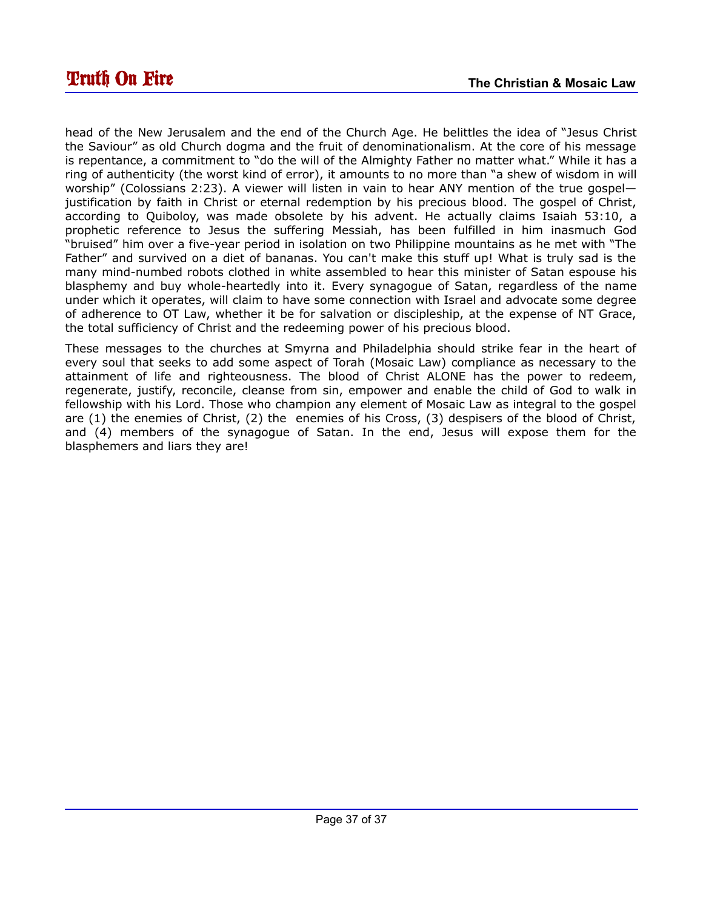head of the New Jerusalem and the end of the Church Age. He belittles the idea of "Jesus Christ the Saviour" as old Church dogma and the fruit of denominationalism. At the core of his message is repentance, a commitment to "do the will of the Almighty Father no matter what." While it has a ring of authenticity (the worst kind of error), it amounts to no more than "a shew of wisdom in will worship" (Colossians 2:23). A viewer will listen in vain to hear ANY mention of the true gospel—justification by faith in Christ or eternal redemption by his precious blood. The gospel of Christ, according to Quiboloy, was made obsolete by his advent. He actually claims Isaiah 53:10, a prophetic reference to Jesus the suffering Messiah, has been fulfilled in him inasmuch God "bruised" him over a five-year period in isolation on two Philippine mountains as he met with "The Father" and survived on a diet of bananas. You can't make this stuff up! What is truly sad is the many mind-numbed robots clothed in white assembled to hear this minister of Satan espouse his blasphemy and buy whole-heartedly into it. Every synagogue of Satan, regardless of the name under which it operates, will claim to have some connection with Israel and advocate some degree of adherence to OT Law, whether it be for salvation or discipleship, at the expense of NT Grace, the total sufficiency of Christ and the redeeming power of his precious blood.

These messages to the churches at Smyrna and Philadelphia should strike fear in the heart of every soul that seeks to add some aspect of Torah (Mosaic Law) compliance as necessary to the attainment of life and righteousness. The blood of Christ ALONE has the power to redeem, regenerate, justify, reconcile, cleanse from sin, empower and enable the child of God to walk in fellowship with his Lord. Those who champion any element of Mosaic Law as integral to the gospel are (1) the enemies of Christ, (2) the enemies of his Cross, (3) despisers of the blood of Christ, and (4) members of the synagogue of Satan. In the end, Jesus will expose them for the blasphemers and liars they are!